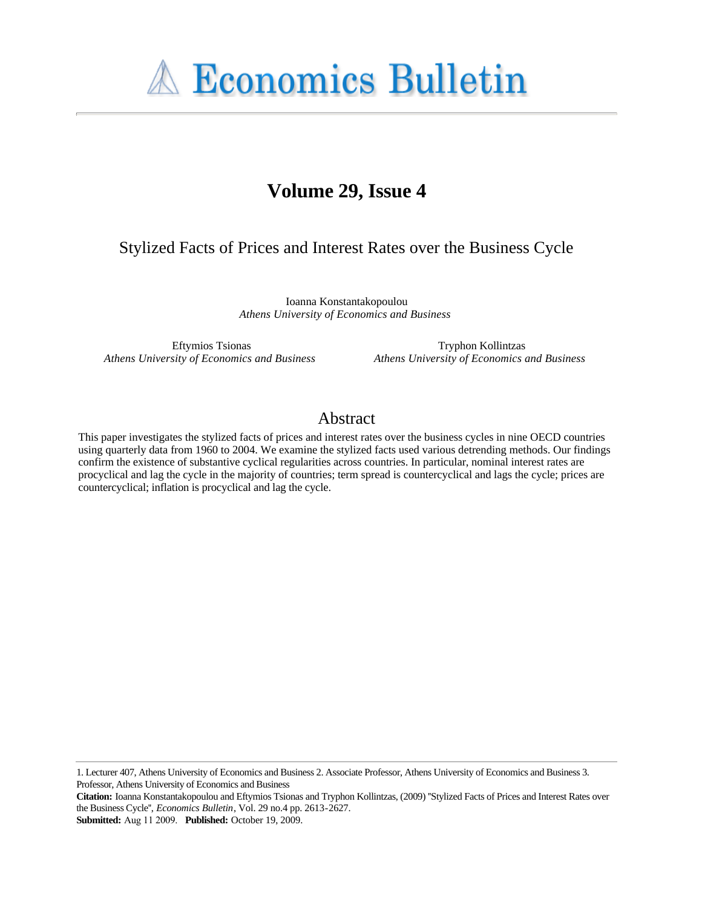# Economics Bulletin

## Volume 29, Issue 4

### Stylized Facts of Prices and Interest Rates over the Business Cycle

Ioanna Konstantakopoulou
*Athens University of Economics and Business*

Eftymios Tsionas
*Athens University of Economics and Business*

Tryphon Kollintzas
*Athens University of Economics and Business*

## Abstract

This paper investigates the stylized facts of prices and interest rates over the business cycles in nine OECD countries using quarterly data from 1960 to 2004. We examine the stylized facts used various detrending methods. Our findings confirm the existence of substantive cyclical regularities across countries. In particular, nominal interest rates are procyclical and lag the cycle in the majority of countries; term spread is countercyclical and lags the cycle; prices are countercyclical; inflation is procyclical and lag the cycle.

---

1. Lecturer 407, Athens University of Economics and Business 2. Associate Professor, Athens University of Economics and Business 3. Professor, Athens University of Economics and Business

**Citation:** Ioanna Konstantakopoulou and Eftymios Tsionas and Tryphon Kollintzas, (2009) ''Stylized Facts of Prices and Interest Rates over the Business Cycle'', *Economics Bulletin*, Vol. 29 no.4 pp. 2613-2627.

**Submitted:** Aug 11 2009. **Published:** October 19, 2009.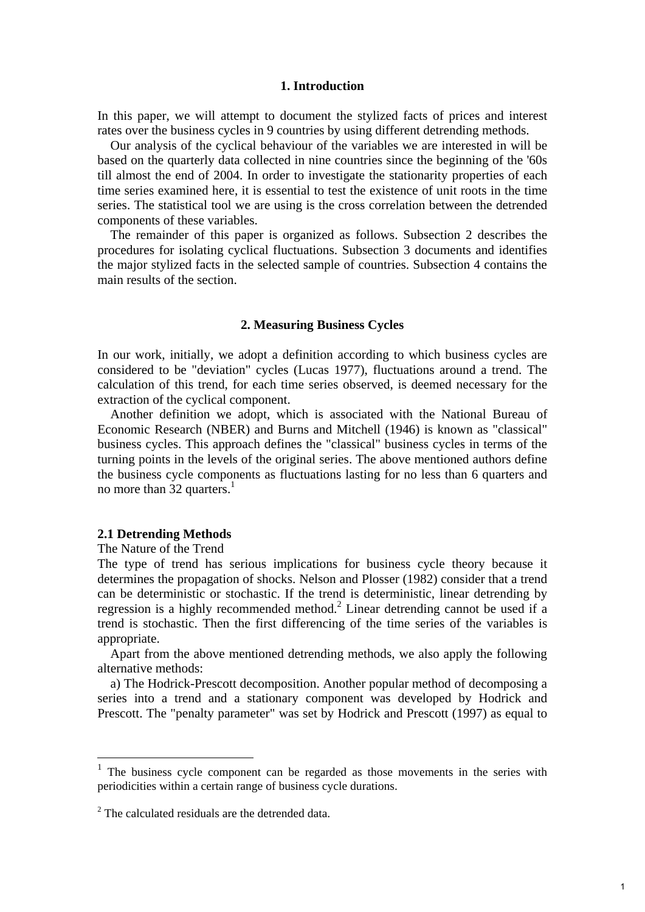## 1. Introduction

In this paper, we will attempt to document the stylized facts of prices and interest rates over the business cycles in 9 countries by using different detrending methods.

Our analysis of the cyclical behaviour of the variables we are interested in will be based on the quarterly data collected in nine countries since the beginning of the '60s till almost the end of 2004. In order to investigate the stationarity properties of each time series examined here, it is essential to test the existence of unit roots in the time series. The statistical tool we are using is the cross correlation between the detrended components of these variables.

The remainder of this paper is organized as follows. Subsection 2 describes the procedures for isolating cyclical fluctuations. Subsection 3 documents and identifies the major stylized facts in the selected sample of countries. Subsection 4 contains the main results of the section.

## 2. Measuring Business Cycles

In our work, initially, we adopt a definition according to which business cycles are considered to be "deviation" cycles (Lucas 1977), fluctuations around a trend. The calculation of this trend, for each time series observed, is deemed necessary for the extraction of the cyclical component.

Another definition we adopt, which is associated with the National Bureau of Economic Research (NBER) and Burns and Mitchell (1946) is known as "classical" business cycles. This approach defines the "classical" business cycles in terms of the turning points in the levels of the original series. The above mentioned authors define the business cycle components as fluctuations lasting for no less than 6 quarters and no more than 32 quarters.[1]

### 2.1 Detrending Methods

The Nature of the Trend

The type of trend has serious implications for business cycle theory because it determines the propagation of shocks. Nelson and Plosser (1982) consider that a trend can be deterministic or stochastic. If the trend is deterministic, linear detrending by regression is a highly recommended method.[2] Linear detrending cannot be used if a trend is stochastic. Then the first differencing of the time series of the variables is appropriate.

Apart from the above mentioned detrending methods, we also apply the following alternative methods:

a) The Hodrick-Prescott decomposition. Another popular method of decomposing a series into a trend and a stationary component was developed by Hodrick and Prescott. The "penalty parameter" was set by Hodrick and Prescott (1997) as equal to

---

[1] The business cycle component can be regarded as those movements in the series with periodicities within a certain range of business cycle durations.

[2] The calculated residuals are the detrended data.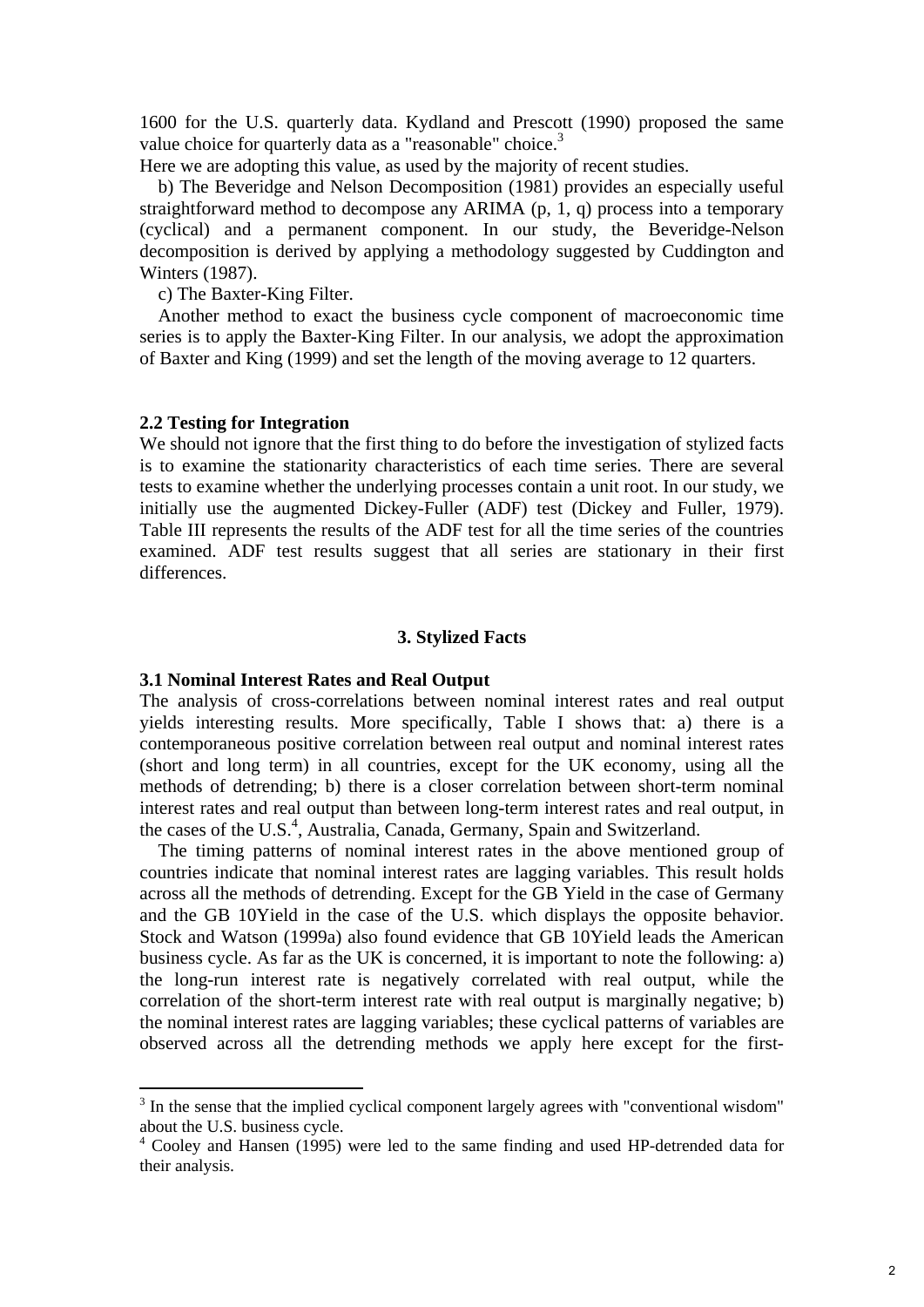1600 for the U.S. quarterly data. Kydland and Prescott (1990) proposed the same value choice for quarterly data as a "reasonable" choice.[3]

Here we are adopting this value, as used by the majority of recent studies.

b) The Beveridge and Nelson Decomposition (1981) provides an especially useful straightforward method to decompose any ARIMA (p, 1, q) process into a temporary (cyclical) and a permanent component. In our study, the Beveridge-Nelson decomposition is derived by applying a methodology suggested by Cuddington and Winters (1987).

c) The Baxter-King Filter.

Another method to exact the business cycle component of macroeconomic time series is to apply the Baxter-King Filter. In our analysis, we adopt the approximation of Baxter and King (1999) and set the length of the moving average to 12 quarters.

### 2.2 Testing for Integration

We should not ignore that the first thing to do before the investigation of stylized facts is to examine the stationarity characteristics of each time series. There are several tests to examine whether the underlying processes contain a unit root. In our study, we initially use the augmented Dickey-Fuller (ADF) test (Dickey and Fuller, 1979). Table III represents the results of the ADF test for all the time series of the countries examined. ADF test results suggest that all series are stationary in their first differences.

## 3. Stylized Facts

### 3.1 Nominal Interest Rates and Real Output

The analysis of cross-correlations between nominal interest rates and real output yields interesting results. More specifically, Table I shows that: a) there is a contemporaneous positive correlation between real output and nominal interest rates (short and long term) in all countries, except for the UK economy, using all the methods of detrending; b) there is a closer correlation between short-term nominal interest rates and real output than between long-term interest rates and real output, in the cases of the U.S.[4], Australia, Canada, Germany, Spain and Switzerland.

The timing patterns of nominal interest rates in the above mentioned group of countries indicate that nominal interest rates are lagging variables. This result holds across all the methods of detrending. Except for the GB Yield in the case of Germany and the GB 10Yield in the case of the U.S. which displays the opposite behavior. Stock and Watson (1999a) also found evidence that GB 10Yield leads the American business cycle. As far as the UK is concerned, it is important to note the following: a) the long-run interest rate is negatively correlated with real output, while the correlation of the short-term interest rate with real output is marginally negative; b) the nominal interest rates are lagging variables; these cyclical patterns of variables are observed across all the detrending methods we apply here except for the first-

---

[3] In the sense that the implied cyclical component largely agrees with "conventional wisdom" about the U.S. business cycle.

[4] Cooley and Hansen (1995) were led to the same finding and used HP-detrended data for their analysis.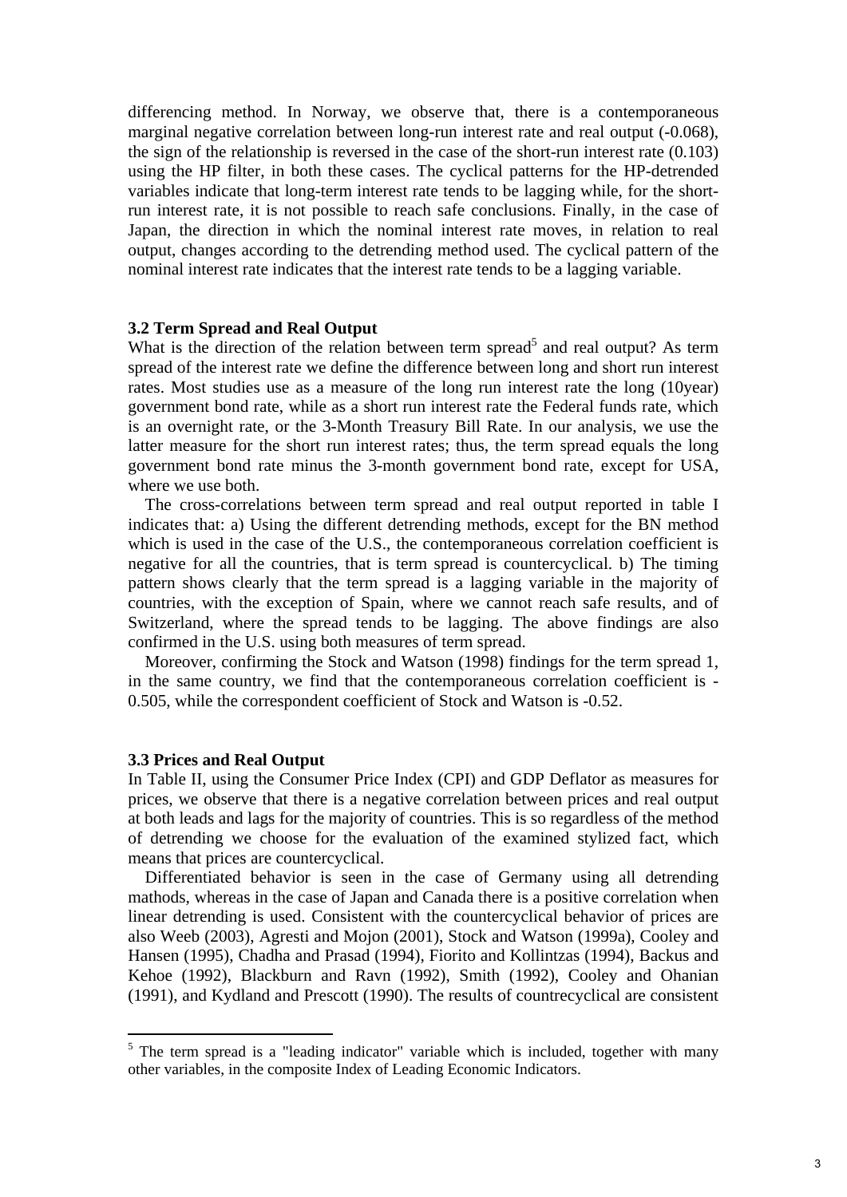differencing method. In Norway, we observe that, there is a contemporaneous marginal negative correlation between long-run interest rate and real output (-0.068), the sign of the relationship is reversed in the case of the short-run interest rate (0.103) using the HP filter, in both these cases. The cyclical patterns for the HP-detrended variables indicate that long-term interest rate tends to be lagging while, for the short-run interest rate, it is not possible to reach safe conclusions. Finally, in the case of Japan, the direction in which the nominal interest rate moves, in relation to real output, changes according to the detrending method used. The cyclical pattern of the nominal interest rate indicates that the interest rate tends to be a lagging variable.

### 3.2 Term Spread and Real Output

What is the direction of the relation between term spread[5] and real output? As term spread of the interest rate we define the difference between long and short run interest rates. Most studies use as a measure of the long run interest rate the long (10year) government bond rate, while as a short run interest rate the Federal funds rate, which is an overnight rate, or the 3-Month Treasury Bill Rate. In our analysis, we use the latter measure for the short run interest rates; thus, the term spread equals the long government bond rate minus the 3-month government bond rate, except for USA, where we use both.

The cross-correlations between term spread and real output reported in table I indicates that: a) Using the different detrending methods, except for the BN method which is used in the case of the U.S., the contemporaneous correlation coefficient is negative for all the countries, that is term spread is countercyclical. b) The timing pattern shows clearly that the term spread is a lagging variable in the majority of countries, with the exception of Spain, where we cannot reach safe results, and of Switzerland, where the spread tends to be lagging. The above findings are also confirmed in the U.S. using both measures of term spread.

Moreover, confirming the Stock and Watson (1998) findings for the term spread 1, in the same country, we find that the contemporaneous correlation coefficient is -0.505, while the correspondent coefficient of Stock and Watson is -0.52.

### 3.3 Prices and Real Output

In Table II, using the Consumer Price Index (CPI) and GDP Deflator as measures for prices, we observe that there is a negative correlation between prices and real output at both leads and lags for the majority of countries. This is so regardless of the method of detrending we choose for the evaluation of the examined stylized fact, which means that prices are countercyclical.

Differentiated behavior is seen in the case of Germany using all detrending mathods, whereas in the case of Japan and Canada there is a positive correlation when linear detrending is used. Consistent with the countercyclical behavior of prices are also Weeb (2003), Agresti and Mojon (2001), Stock and Watson (1999a), Cooley and Hansen (1995), Chadha and Prasad (1994), Fiorito and Kollintzas (1994), Backus and Kehoe (1992), Blackburn and Ravn (1992), Smith (1992), Cooley and Ohanian (1991), and Kydland and Prescott (1990). The results of countrecyclical are consistent

---

[5] The term spread is a "leading indicator" variable which is included, together with many other variables, in the composite Index of Leading Economic Indicators.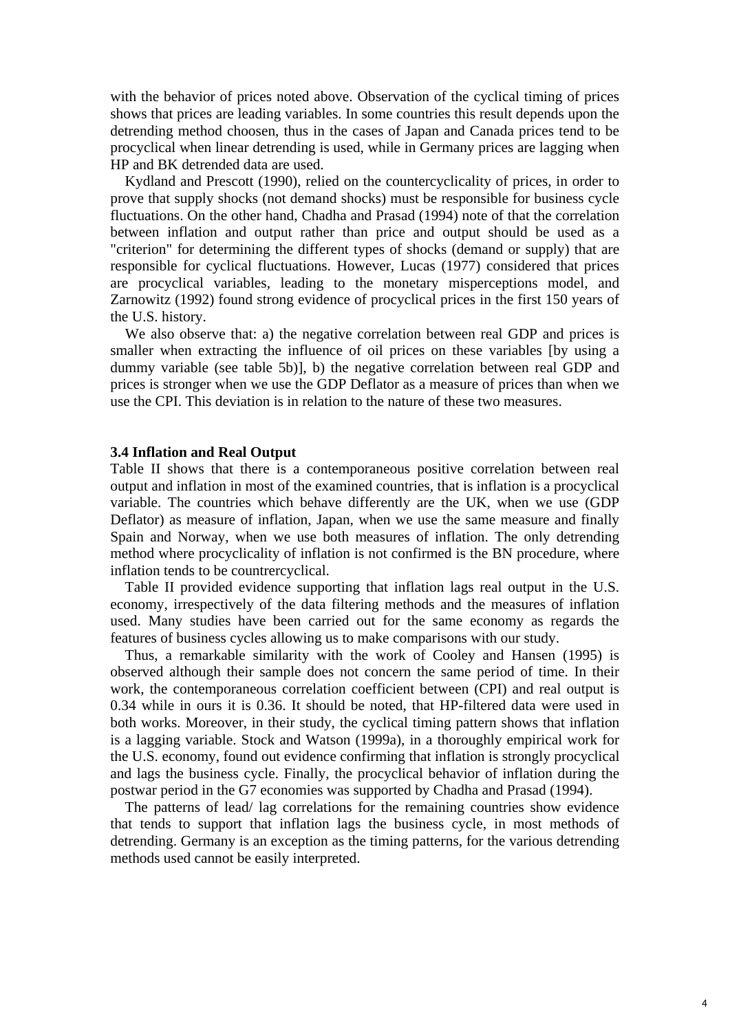with the behavior of prices noted above. Observation of the cyclical timing of prices shows that prices are leading variables. In some countries this result depends upon the detrending method choosen, thus in the cases of Japan and Canada prices tend to be procyclical when linear detrending is used, while in Germany prices are lagging when HP and BK detrended data are used.

Kydland and Prescott (1990), relied on the countercyclicality of prices, in order to prove that supply shocks (not demand shocks) must be responsible for business cycle fluctuations. On the other hand, Chadha and Prasad (1994) note of that the correlation between inflation and output rather than price and output should be used as a "criterion" for determining the different types of shocks (demand or supply) that are responsible for cyclical fluctuations. However, Lucas (1977) considered that prices are procyclical variables, leading to the monetary misperceptions model, and Zarnowitz (1992) found strong evidence of procyclical prices in the first 150 years of the U.S. history.

We also observe that: a) the negative correlation between real GDP and prices is smaller when extracting the influence of oil prices on these variables [by using a dummy variable (see table 5b)], b) the negative correlation between real GDP and prices is stronger when we use the GDP Deflator as a measure of prices than when we use the CPI. This deviation is in relation to the nature of these two measures.

### 3.4 Inflation and Real Output

Table II shows that there is a contemporaneous positive correlation between real output and inflation in most of the examined countries, that is inflation is a procyclical variable. The countries which behave differently are the UK, when we use (GDP Deflator) as measure of inflation, Japan, when we use the same measure and finally Spain and Norway, when we use both measures of inflation. The only detrending method where procyclicality of inflation is not confirmed is the BN procedure, where inflation tends to be countrercyclical.

Table II provided evidence supporting that inflation lags real output in the U.S. economy, irrespectively of the data filtering methods and the measures of inflation used. Many studies have been carried out for the same economy as regards the features of business cycles allowing us to make comparisons with our study.

Thus, a remarkable similarity with the work of Cooley and Hansen (1995) is observed although their sample does not concern the same period of time. In their work, the contemporaneous correlation coefficient between (CPI) and real output is 0.34 while in ours it is 0.36. It should be noted, that HP-filtered data were used in both works. Moreover, in their study, the cyclical timing pattern shows that inflation is a lagging variable. Stock and Watson (1999a), in a thoroughly empirical work for the U.S. economy, found out evidence confirming that inflation is strongly procyclical and lags the business cycle. Finally, the procyclical behavior of inflation during the postwar period in the G7 economies was supported by Chadha and Prasad (1994).

The patterns of lead/ lag correlations for the remaining countries show evidence that tends to support that inflation lags the business cycle, in most methods of detrending. Germany is an exception as the timing patterns, for the various detrending methods used cannot be easily interpreted.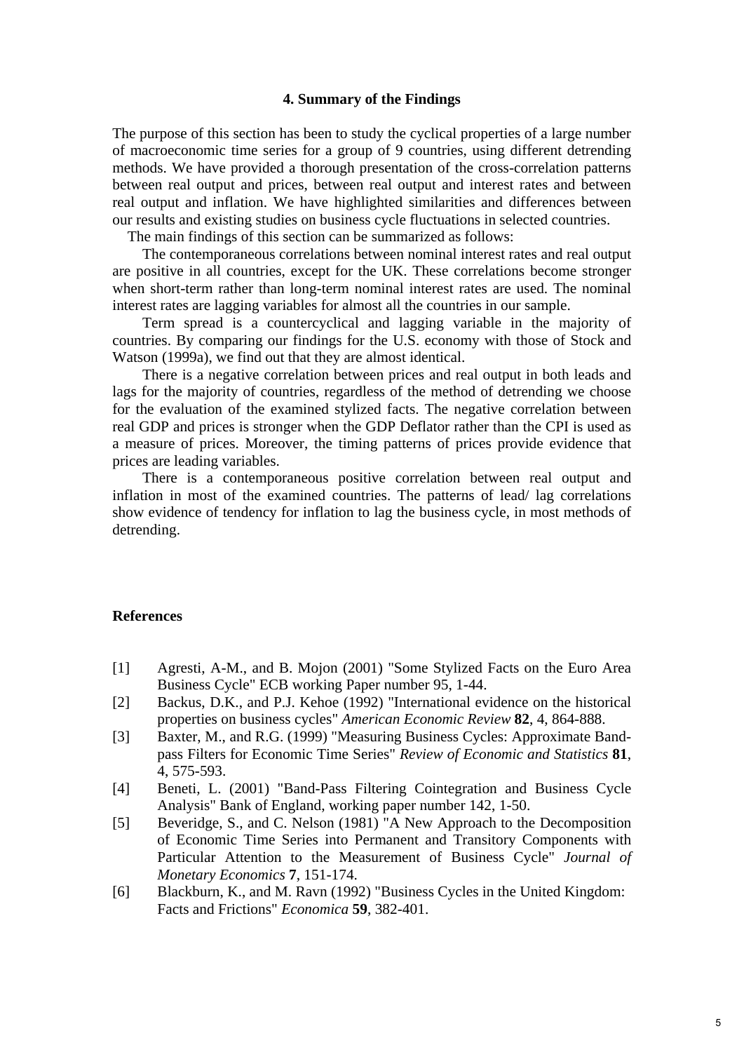### 4. Summary of the Findings

The purpose of this section has been to study the cyclical properties of a large number of macroeconomic time series for a group of 9 countries, using different detrending methods. We have provided a thorough presentation of the cross-correlation patterns between real output and prices, between real output and interest rates and between real output and inflation. We have highlighted similarities and differences between our results and existing studies on business cycle fluctuations in selected countries.

The main findings of this section can be summarized as follows:

The contemporaneous correlations between nominal interest rates and real output are positive in all countries, except for the UK. These correlations become stronger when short-term rather than long-term nominal interest rates are used. The nominal interest rates are lagging variables for almost all the countries in our sample.

Term spread is a countercyclical and lagging variable in the majority of countries. By comparing our findings for the U.S. economy with those of Stock and Watson (1999a), we find out that they are almost identical.

There is a negative correlation between prices and real output in both leads and lags for the majority of countries, regardless of the method of detrending we choose for the evaluation of the examined stylized facts. The negative correlation between real GDP and prices is stronger when the GDP Deflator rather than the CPI is used as a measure of prices. Moreover, the timing patterns of prices provide evidence that prices are leading variables.

There is a contemporaneous positive correlation between real output and inflation in most of the examined countries. The patterns of lead/ lag correlations show evidence of tendency for inflation to lag the business cycle, in most methods of detrending.

### References

[1] Agresti, A-M., and B. Mojon (2001) "Some Stylized Facts on the Euro Area Business Cycle" ECB working Paper number 95, 1-44.

[2] Backus, D.K., and P.J. Kehoe (1992) "International evidence on the historical properties on business cycles" *American Economic Review* **82**, 4, 864-888.

[3] Baxter, M., and R.G. (1999) "Measuring Business Cycles: Approximate Band-pass Filters for Economic Time Series" *Review of Economic and Statistics* **81**, 4, 575-593.

[4] Beneti, L. (2001) "Band-Pass Filtering Cointegration and Business Cycle Analysis" Bank of England, working paper number 142, 1-50.

[5] Beveridge, S., and C. Nelson (1981) "A New Approach to the Decomposition of Economic Time Series into Permanent and Transitory Components with Particular Attention to the Measurement of Business Cycle" *Journal of Monetary Economics* **7**, 151-174.

[6] Blackburn, K., and M. Ravn (1992) "Business Cycles in the United Kingdom: Facts and Frictions" *Economica* **59**, 382-401.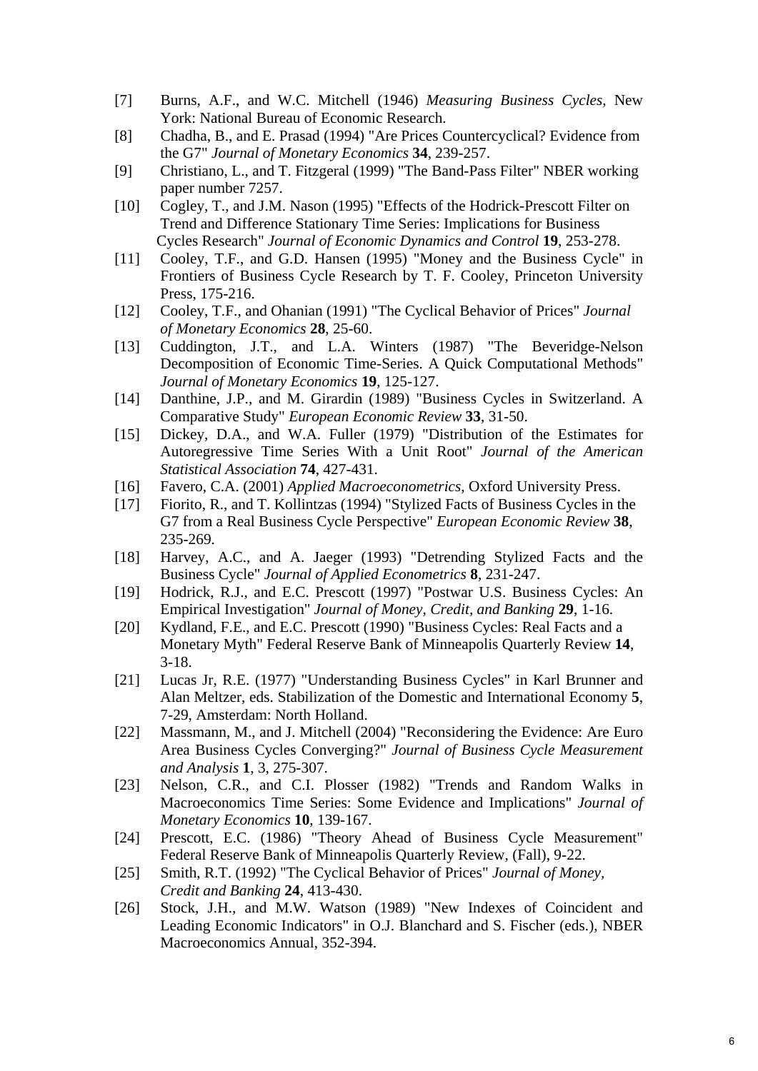[7] Burns, A.F., and W.C. Mitchell (1946) *Measuring Business Cycles*, New York: National Bureau of Economic Research.

[8] Chadha, B., and E. Prasad (1994) "Are Prices Countercyclical? Evidence from the G7" *Journal of Monetary Economics* **34**, 239-257.

[9] Christiano, L., and T. Fitzgeral (1999) "The Band-Pass Filter" NBER working paper number 7257.

[10] Cogley, T., and J.M. Nason (1995) "Effects of the Hodrick-Prescott Filter on Trend and Difference Stationary Time Series: Implications for Business Cycles Research" *Journal of Economic Dynamics and Control* **19**, 253-278.

[11] Cooley, T.F., and G.D. Hansen (1995) "Money and the Business Cycle" in Frontiers of Business Cycle Research by T. F. Cooley, Princeton University Press, 175-216.

[12] Cooley, T.F., and Ohanian (1991) "The Cyclical Behavior of Prices" *Journal of Monetary Economics* **28**, 25-60.

[13] Cuddington, J.T., and L.A. Winters (1987) "The Beveridge-Nelson Decomposition of Economic Time-Series. A Quick Computational Methods" *Journal of Monetary Economics* **19**, 125-127.

[14] Danthine, J.P., and M. Girardin (1989) "Business Cycles in Switzerland. A Comparative Study" *European Economic Review* **33**, 31-50.

[15] Dickey, D.A., and W.A. Fuller (1979) "Distribution of the Estimates for Autoregressive Time Series With a Unit Root" *Journal of the American Statistical Association* **74**, 427-431.

[16] Favero, C.A. (2001) *Applied Macroeconometrics*, Oxford University Press.

[17] Fiorito, R., and T. Kollintzas (1994) "Stylized Facts of Business Cycles in the G7 from a Real Business Cycle Perspective" *European Economic Review* **38**, 235-269.

[18] Harvey, A.C., and A. Jaeger (1993) "Detrending Stylized Facts and the Business Cycle" *Journal of Applied Econometrics* **8**, 231-247.

[19] Hodrick, R.J., and E.C. Prescott (1997) "Postwar U.S. Business Cycles: An Empirical Investigation" *Journal of Money, Credit, and Banking* **29**, 1-16.

[20] Kydland, F.E., and E.C. Prescott (1990) "Business Cycles: Real Facts and a Monetary Myth" Federal Reserve Bank of Minneapolis Quarterly Review **14**, 3-18.

[21] Lucas Jr, R.E. (1977) "Understanding Business Cycles" in Karl Brunner and Alan Meltzer, eds. Stabilization of the Domestic and International Economy **5**, 7-29, Amsterdam: North Holland.

[22] Massmann, M., and J. Mitchell (2004) "Reconsidering the Evidence: Are Euro Area Business Cycles Converging?" *Journal of Business Cycle Measurement and Analysis* **1**, 3, 275-307.

[23] Nelson, C.R., and C.I. Plosser (1982) "Trends and Random Walks in Macroeconomics Time Series: Some Evidence and Implications" *Journal of Monetary Economics* **10**, 139-167.

[24] Prescott, E.C. (1986) "Theory Ahead of Business Cycle Measurement" Federal Reserve Bank of Minneapolis Quarterly Review, (Fall), 9-22.

[25] Smith, R.T. (1992) "The Cyclical Behavior of Prices" *Journal of Money, Credit and Banking* **24**, 413-430.

[26] Stock, J.H., and M.W. Watson (1989) "New Indexes of Coincident and Leading Economic Indicators" in O.J. Blanchard and S. Fischer (eds.), NBER Macroeconomics Annual, 352-394.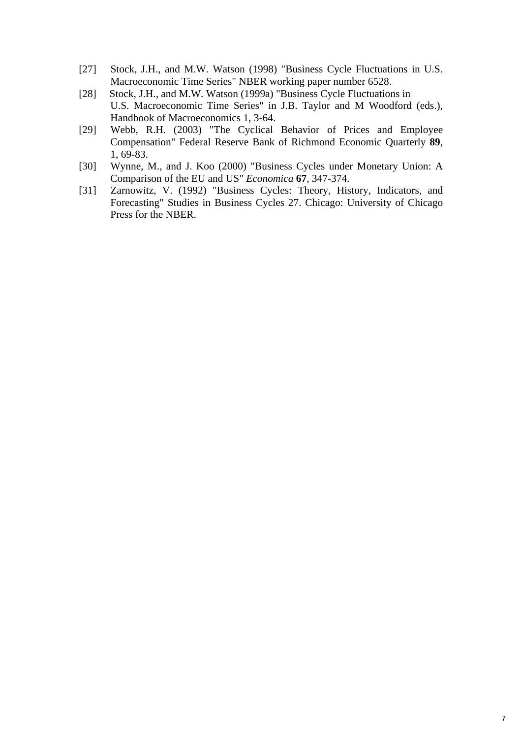[27] Stock, J.H., and M.W. Watson (1998) "Business Cycle Fluctuations in U.S. Macroeconomic Time Series" NBER working paper number 6528.

[28] Stock, J.H., and M.W. Watson (1999a) "Business Cycle Fluctuations in U.S. Macroeconomic Time Series" in J.B. Taylor and M Woodford (eds.), Handbook of Macroeconomics 1, 3-64.

[29] Webb, R.H. (2003) "The Cyclical Behavior of Prices and Employee Compensation" Federal Reserve Bank of Richmond Economic Quarterly **89**, 1, 69-83.

[30] Wynne, M., and J. Koo (2000) "Business Cycles under Monetary Union: A Comparison of the EU and US" *Economica* **67**, 347-374.

[31] Zarnowitz, V. (1992) "Business Cycles: Theory, History, Indicators, and Forecasting" Studies in Business Cycles 27. Chicago: University of Chicago Press for the NBER.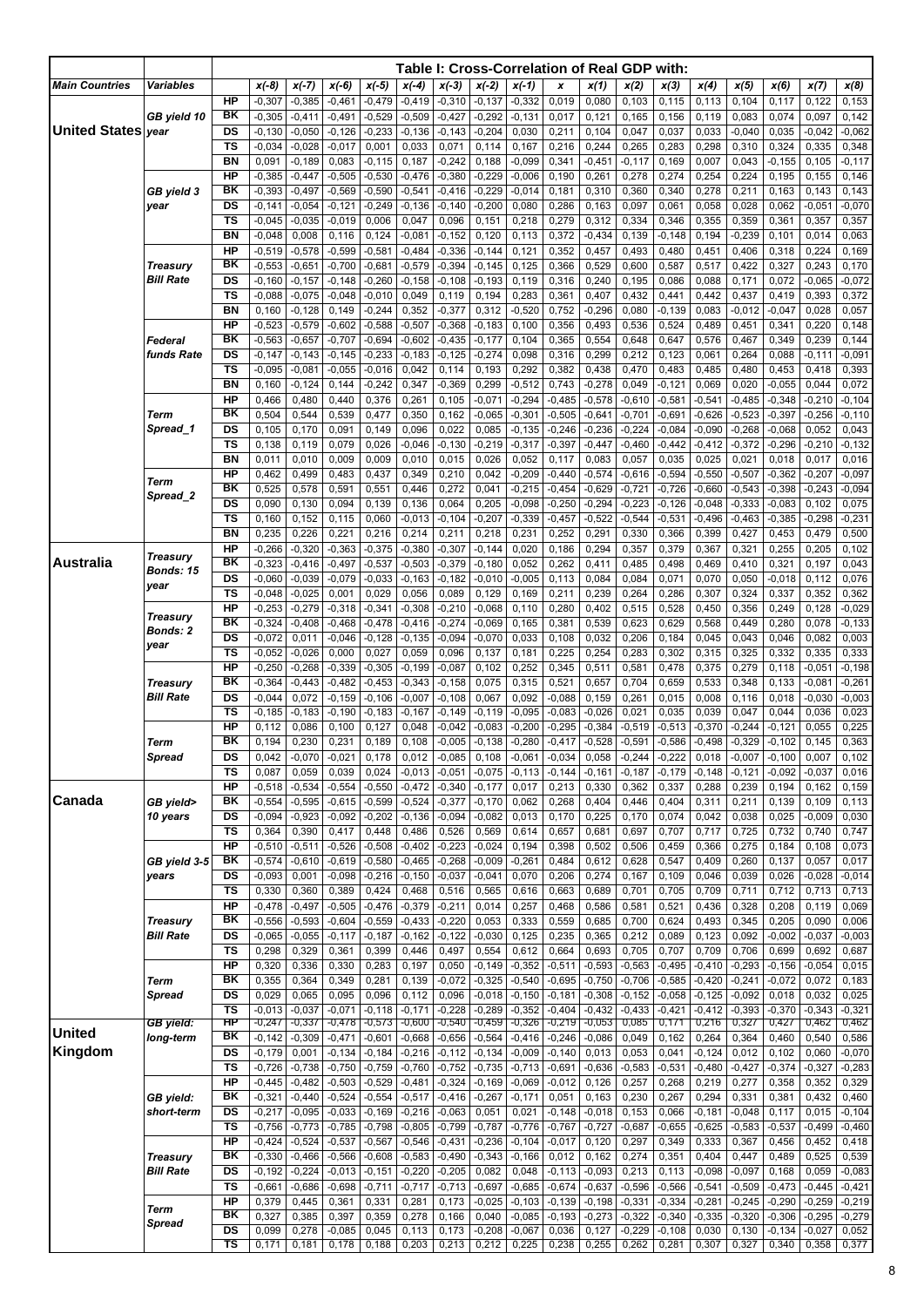| | | Table I: Cross-Correlation of Real GDP with: | | | | | | | | | | | | | | | | | |
|---|---|---|---|---|---|---|---|---|---|---|---|---|---|---|---|---|---|---|---|
| **Main Countries** | **Variables** | | x(-8) | x(-7) | x(-6) | x(-5) | x(-4) | x(-3) | x(-2) | x(-1) | x | x(1) | x(2) | x(3) | x(4) | x(5) | x(6) | x(7) | x(8) |
| **United States** | GB yield 10 year | HP | -0,307 | -0,385 | -0,461 | -0,479 | -0,419 | -0,310 | -0,137 | -0,332 | 0,019 | 0,080 | 0,103 | 0,115 | 0,113 | 0,104 | 0,117 | 0,122 | 0,153 |
| | | BK | -0,305 | -0,411 | -0,491 | -0,529 | -0,509 | -0,427 | -0,292 | -0,131 | 0,017 | 0,121 | 0,165 | 0,156 | 0,119 | 0,083 | 0,074 | 0,097 | 0,142 |
| | | DS | -0,130 | -0,050 | -0,126 | -0,233 | -0,136 | -0,143 | -0,204 | 0,030 | 0,211 | 0,104 | 0,047 | 0,037 | 0,033 | -0,040 | 0,035 | -0,042 | -0,062 |
| | | TS | -0,034 | -0,028 | -0,017 | 0,001 | 0,033 | 0,071 | 0,114 | 0,167 | 0,216 | 0,244 | 0,265 | 0,283 | 0,298 | 0,310 | 0,324 | 0,335 | 0,348 |
| | | BN | 0,091 | -0,189 | 0,083 | -0,115 | 0,187 | -0,242 | 0,188 | -0,099 | 0,341 | -0,451 | -0,117 | 0,169 | 0,007 | 0,043 | -0,155 | 0,105 | -0,117 |
| | GB yield 3 year | HP | -0,385 | -0,447 | -0,505 | -0,530 | -0,476 | -0,380 | -0,229 | -0,006 | 0,190 | 0,261 | 0,278 | 0,274 | 0,254 | 0,224 | 0,195 | 0,155 | 0,146 |
| | | BK | -0,393 | -0,497 | -0,569 | -0,590 | -0,541 | -0,416 | -0,229 | -0,014 | 0,181 | 0,310 | 0,360 | 0,340 | 0,278 | 0,211 | 0,163 | 0,143 | 0,143 |
| | | DS | -0,141 | -0,054 | -0,121 | -0,249 | -0,136 | -0,140 | -0,200 | 0,080 | 0,286 | 0,163 | 0,097 | 0,061 | 0,058 | 0,028 | 0,062 | -0,051 | -0,070 |
| | | TS | -0,045 | -0,035 | -0,019 | 0,006 | 0,047 | 0,096 | 0,151 | 0,218 | 0,279 | 0,312 | 0,334 | 0,346 | 0,355 | 0,359 | 0,361 | 0,357 | 0,357 |
| | | BN | -0,048 | 0,008 | 0,116 | 0,124 | -0,081 | -0,152 | 0,120 | 0,113 | 0,372 | -0,434 | 0,139 | -0,148 | 0,194 | -0,239 | 0,101 | 0,014 | 0,063 |
| | Treasury Bill Rate | HP | -0,519 | -0,578 | -0,599 | -0,581 | -0,484 | -0,336 | -0,144 | 0,121 | 0,352 | 0,457 | 0,493 | 0,480 | 0,451 | 0,406 | 0,318 | 0,224 | 0,169 |
| | | BK | -0,553 | -0,651 | -0,700 | -0,681 | -0,579 | -0,394 | -0,145 | 0,125 | 0,366 | 0,529 | 0,600 | 0,587 | 0,517 | 0,422 | 0,327 | 0,243 | 0,170 |
| | | DS | -0,160 | -0,157 | -0,148 | -0,260 | -0,158 | -0,108 | -0,193 | 0,119 | 0,316 | 0,240 | 0,195 | 0,086 | 0,088 | 0,171 | 0,072 | -0,065 | -0,072 |
| | | TS | -0,088 | -0,075 | -0,048 | -0,010 | 0,049 | 0,119 | 0,194 | 0,283 | 0,361 | 0,407 | 0,432 | 0,441 | 0,442 | 0,437 | 0,419 | 0,393 | 0,372 |
| | | BN | 0,160 | -0,128 | 0,149 | -0,244 | 0,352 | -0,377 | 0,312 | -0,520 | 0,752 | -0,296 | 0,080 | -0,139 | 0,083 | -0,012 | -0,047 | 0,028 | 0,057 |
| | Federal funds Rate | HP | -0,523 | -0,579 | -0,602 | -0,588 | -0,507 | -0,368 | -0,183 | 0,100 | 0,356 | 0,493 | 0,536 | 0,524 | 0,489 | 0,451 | 0,341 | 0,220 | 0,148 |
| | | BK | -0,563 | -0,657 | -0,707 | -0,694 | -0,602 | -0,435 | -0,177 | 0,104 | 0,365 | 0,554 | 0,648 | 0,647 | 0,576 | 0,467 | 0,349 | 0,239 | 0,144 |
| | | DS | -0,147 | -0,143 | -0,145 | -0,233 | -0,183 | -0,125 | -0,274 | 0,098 | 0,316 | 0,299 | 0,212 | 0,123 | 0,061 | 0,264 | 0,088 | -0,111 | -0,091 |
| | | TS | -0,095 | -0,081 | -0,055 | -0,016 | 0,042 | 0,114 | 0,193 | 0,292 | 0,382 | 0,438 | 0,470 | 0,483 | 0,485 | 0,480 | 0,453 | 0,418 | 0,393 |
| | | BN | 0,160 | -0,124 | 0,144 | -0,242 | 0,347 | -0,369 | 0,299 | -0,512 | 0,743 | -0,278 | 0,049 | -0,121 | 0,069 | 0,020 | -0,055 | 0,044 | 0,072 |
| | Term Spread_1 | HP | 0,466 | 0,480 | 0,440 | 0,376 | 0,261 | 0,105 | -0,071 | -0,294 | -0,485 | -0,578 | -0,610 | -0,581 | -0,541 | -0,485 | -0,348 | -0,210 | -0,104 |
| | | BK | 0,504 | 0,544 | 0,539 | 0,477 | 0,350 | 0,162 | -0,065 | -0,301 | -0,505 | -0,641 | -0,701 | -0,691 | -0,626 | -0,523 | -0,397 | -0,256 | -0,110 |
| | | DS | 0,105 | 0,170 | 0,091 | 0,149 | 0,096 | 0,022 | 0,085 | -0,135 | -0,246 | -0,236 | -0,224 | -0,084 | -0,090 | -0,268 | -0,068 | 0,052 | 0,043 |
| | | TS | 0,138 | 0,119 | 0,079 | 0,026 | -0,046 | -0,130 | -0,219 | -0,317 | -0,397 | -0,447 | -0,460 | -0,442 | -0,412 | -0,372 | -0,296 | -0,210 | -0,132 |
| | | BN | 0,011 | 0,010 | 0,009 | 0,009 | 0,010 | 0,015 | 0,026 | 0,052 | 0,117 | 0,083 | 0,057 | 0,035 | 0,025 | 0,021 | 0,018 | 0,017 | 0,016 |
| | Term Spread_2 | HP | 0,462 | 0,499 | 0,483 | 0,437 | 0,349 | 0,210 | 0,042 | -0,209 | -0,440 | -0,574 | -0,616 | -0,594 | -0,550 | -0,507 | -0,362 | -0,207 | -0,097 |
| | | BK | 0,525 | 0,578 | 0,591 | 0,551 | 0,446 | 0,272 | 0,041 | -0,215 | -0,454 | -0,629 | -0,721 | -0,726 | -0,660 | -0,543 | -0,398 | -0,243 | -0,094 |
| | | DS | 0,090 | 0,130 | 0,094 | 0,139 | 0,136 | 0,064 | 0,205 | -0,098 | -0,250 | -0,294 | -0,223 | -0,126 | -0,048 | -0,333 | -0,083 | 0,102 | 0,075 |
| | | TS | 0,160 | 0,152 | 0,115 | 0,060 | -0,013 | -0,104 | -0,207 | -0,339 | -0,457 | -0,522 | -0,544 | -0,531 | -0,496 | -0,463 | -0,385 | -0,298 | -0,231 |
| | | BN | 0,235 | 0,226 | 0,221 | 0,216 | 0,214 | 0,211 | 0,218 | 0,231 | 0,252 | 0,291 | 0,330 | 0,366 | 0,399 | 0,427 | 0,453 | 0,479 | 0,500 |
| **Australia** | Treasury Bonds: 15 year | HP | -0,266 | -0,320 | -0,363 | -0,375 | -0,380 | -0,307 | -0,144 | 0,020 | 0,186 | 0,294 | 0,357 | 0,379 | 0,367 | 0,321 | 0,255 | 0,205 | 0,102 |
| | | BK | -0,323 | -0,416 | -0,497 | -0,537 | -0,503 | -0,379 | -0,180 | 0,052 | 0,262 | 0,411 | 0,485 | 0,498 | 0,469 | 0,410 | 0,321 | 0,197 | 0,043 |
| | | DS | -0,060 | -0,039 | -0,079 | -0,033 | -0,163 | -0,182 | -0,010 | -0,005 | 0,113 | 0,084 | 0,084 | 0,071 | 0,070 | 0,050 | -0,018 | 0,112 | 0,076 |
| | | TS | -0,048 | -0,025 | 0,001 | 0,029 | 0,056 | 0,089 | 0,129 | 0,169 | 0,211 | 0,239 | 0,264 | 0,286 | 0,307 | 0,324 | 0,337 | 0,352 | 0,362 |
| | Treasury Bonds: 2 year | HP | -0,253 | -0,279 | -0,318 | -0,341 | -0,308 | -0,210 | -0,068 | 0,110 | 0,280 | 0,402 | 0,515 | 0,528 | 0,450 | 0,356 | 0,249 | 0,128 | -0,029 |
| | | BK | -0,324 | -0,408 | -0,468 | -0,478 | -0,416 | -0,274 | -0,069 | 0,165 | 0,381 | 0,539 | 0,623 | 0,629 | 0,568 | 0,449 | 0,280 | 0,078 | -0,133 |
| | | DS | -0,072 | 0,011 | -0,046 | -0,128 | -0,135 | -0,094 | -0,070 | 0,033 | 0,108 | 0,032 | 0,206 | 0,184 | 0,045 | 0,043 | 0,046 | 0,082 | 0,003 |
| | | TS | -0,052 | -0,026 | 0,000 | 0,027 | 0,059 | 0,096 | 0,137 | 0,181 | 0,225 | 0,254 | 0,283 | 0,302 | 0,315 | 0,325 | 0,332 | 0,335 | 0,333 |
| | Treasury Bill Rate | HP | -0,250 | -0,268 | -0,339 | -0,305 | -0,199 | -0,087 | 0,102 | 0,252 | 0,345 | 0,511 | 0,581 | 0,478 | 0,375 | 0,279 | 0,118 | -0,051 | -0,198 |
| | | BK | -0,364 | -0,443 | -0,482 | -0,453 | -0,343 | -0,158 | 0,075 | 0,315 | 0,521 | 0,657 | 0,704 | 0,659 | 0,533 | 0,348 | 0,133 | -0,081 | -0,261 |
| | | DS | -0,044 | 0,072 | -0,159 | -0,106 | -0,007 | -0,108 | 0,067 | 0,092 | -0,088 | 0,159 | 0,261 | 0,015 | 0,008 | 0,116 | 0,018 | -0,030 | -0,003 |
| | | TS | -0,185 | -0,183 | -0,190 | -0,183 | -0,167 | -0,149 | -0,119 | -0,095 | -0,083 | -0,026 | 0,021 | 0,035 | 0,039 | 0,047 | 0,044 | 0,036 | 0,023 |
| | Term Spread | HP | 0,112 | 0,086 | 0,100 | 0,127 | 0,048 | -0,042 | -0,083 | -0,200 | -0,295 | -0,384 | -0,519 | -0,513 | -0,370 | -0,244 | -0,121 | 0,055 | 0,225 |
| | | BK | 0,194 | 0,230 | 0,231 | 0,189 | 0,108 | -0,005 | -0,138 | -0,280 | -0,417 | -0,528 | -0,591 | -0,586 | -0,498 | -0,329 | -0,102 | 0,145 | 0,363 |
| | | DS | 0,042 | -0,070 | -0,021 | 0,178 | 0,012 | -0,085 | 0,108 | -0,061 | -0,034 | 0,058 | -0,244 | -0,222 | 0,018 | -0,007 | -0,100 | 0,007 | 0,102 |
| | | TS | 0,087 | 0,059 | 0,039 | 0,024 | -0,013 | -0,051 | -0,075 | -0,113 | -0,144 | -0,161 | -0,187 | -0,179 | -0,148 | -0,121 | -0,092 | -0,037 | 0,016 |
| **Canada** | GB yield> 10 years | HP | -0,518 | -0,534 | -0,554 | -0,550 | -0,472 | -0,340 | -0,177 | 0,017 | 0,213 | 0,330 | 0,362 | 0,337 | 0,288 | 0,239 | 0,194 | 0,162 | 0,159 |
| | | BK | -0,554 | -0,595 | -0,615 | -0,599 | -0,524 | -0,377 | -0,170 | 0,062 | 0,268 | 0,404 | 0,446 | 0,404 | 0,311 | 0,211 | 0,139 | 0,109 | 0,113 |
| | | DS | -0,094 | -0,923 | -0,092 | -0,202 | -0,136 | -0,094 | -0,082 | 0,013 | 0,170 | 0,225 | 0,170 | 0,074 | 0,042 | 0,038 | 0,025 | -0,009 | 0,030 |
| | | TS | 0,364 | 0,390 | 0,417 | 0,448 | 0,486 | 0,526 | 0,569 | 0,614 | 0,657 | 0,681 | 0,697 | 0,707 | 0,717 | 0,725 | 0,732 | 0,740 | 0,747 |
| | GB yield 3-5 years | HP | -0,510 | -0,511 | -0,526 | -0,508 | -0,402 | -0,223 | -0,024 | 0,194 | 0,398 | 0,502 | 0,506 | 0,459 | 0,366 | 0,275 | 0,184 | 0,108 | 0,073 |
| | | BK | -0,574 | -0,610 | -0,619 | -0,580 | -0,465 | -0,268 | -0,009 | -0,261 | 0,484 | 0,612 | 0,628 | 0,547 | 0,409 | 0,260 | 0,137 | 0,057 | 0,017 |
| | | DS | -0,093 | 0,001 | -0,098 | -0,216 | -0,150 | -0,037 | -0,041 | 0,070 | 0,206 | 0,274 | 0,167 | 0,109 | 0,046 | 0,039 | 0,026 | -0,028 | -0,014 |
| | | TS | 0,330 | 0,360 | 0,389 | 0,424 | 0,468 | 0,516 | 0,565 | 0,616 | 0,663 | 0,689 | 0,701 | 0,705 | 0,709 | 0,711 | 0,712 | 0,713 | 0,713 |
| | Treasury Bill Rate | HP | -0,478 | -0,497 | -0,505 | -0,476 | -0,379 | -0,211 | 0,014 | 0,257 | 0,468 | 0,586 | 0,581 | 0,521 | 0,436 | 0,328 | 0,208 | 0,119 | 0,069 |
| | | BK | -0,556 | -0,593 | -0,604 | -0,559 | -0,433 | -0,220 | 0,053 | 0,333 | 0,559 | 0,685 | 0,700 | 0,624 | 0,493 | 0,345 | 0,205 | 0,090 | 0,006 |
| | | DS | -0,065 | -0,055 | -0,117 | -0,187 | -0,162 | -0,122 | -0,030 | 0,125 | 0,235 | 0,365 | 0,212 | 0,089 | 0,123 | 0,092 | -0,002 | -0,037 | -0,003 |
| | | TS | 0,298 | 0,329 | 0,361 | 0,399 | 0,446 | 0,497 | 0,554 | 0,612 | 0,664 | 0,693 | 0,705 | 0,707 | 0,709 | 0,706 | 0,699 | 0,692 | 0,687 |
| | Term Spread | HP | 0,320 | 0,336 | 0,330 | 0,283 | 0,197 | 0,050 | -0,149 | -0,352 | -0,511 | -0,593 | -0,563 | -0,495 | -0,410 | -0,293 | -0,156 | -0,054 | 0,015 |
| | | BK | 0,355 | 0,364 | 0,349 | 0,281 | 0,139 | -0,072 | -0,325 | -0,540 | -0,695 | -0,750 | -0,706 | -0,585 | -0,420 | -0,241 | -0,072 | 0,072 | 0,183 |
| | | DS | 0,029 | 0,065 | 0,095 | 0,096 | 0,112 | 0,096 | -0,018 | -0,150 | -0,181 | -0,308 | -0,152 | -0,058 | -0,125 | -0,092 | 0,018 | 0,032 | 0,025 |
| | | TS | -0,013 | -0,037 | -0,071 | -0,118 | -0,171 | -0,228 | -0,289 | -0,352 | -0,404 | -0,432 | -0,433 | -0,421 | -0,412 | -0,393 | -0,370 | -0,343 | -0,321 |
| **United Kingdom** | GB yield: long-term | HP | -0,247 | -0,337 | -0,478 | -0,573 | -0,600 | -0,540 | -0,459 | -0,326 | -0,219 | -0,053 | 0,085 | 0,171 | 0,216 | 0,327 | 0,427 | 0,462 | 0,462 |
| | | BK | -0,142 | -0,309 | -0,471 | -0,601 | -0,668 | -0,656 | -0,564 | -0,416 | -0,246 | -0,086 | 0,049 | 0,162 | 0,264 | 0,364 | 0,460 | 0,540 | 0,586 |
| | | DS | -0,179 | 0,001 | -0,134 | -0,184 | -0,216 | -0,112 | -0,134 | -0,009 | -0,140 | 0,013 | 0,053 | 0,041 | -0,124 | 0,012 | 0,102 | 0,060 | -0,070 |
| | | TS | -0,726 | -0,738 | -0,750 | -0,759 | -0,760 | -0,752 | -0,735 | -0,713 | -0,691 | -0,636 | -0,583 | -0,531 | -0,480 | -0,427 | -0,374 | -0,327 | -0,283 |
| | GB yield: short-term | HP | -0,445 | -0,482 | -0,503 | -0,529 | -0,481 | -0,324 | -0,169 | -0,069 | -0,012 | 0,126 | 0,257 | 0,268 | 0,219 | 0,277 | 0,358 | 0,352 | 0,329 |
| | | BK | -0,321 | -0,440 | -0,524 | -0,554 | -0,517 | -0,416 | -0,267 | -0,171 | 0,051 | 0,163 | 0,230 | 0,267 | 0,294 | 0,331 | 0,381 | 0,432 | 0,460 |
| | | DS | -0,217 | -0,095 | -0,033 | -0,169 | -0,216 | -0,063 | 0,051 | 0,021 | -0,148 | -0,018 | 0,153 | 0,066 | -0,181 | -0,048 | 0,117 | 0,015 | -0,104 |
| | | TS | -0,756 | -0,773 | -0,785 | -0,798 | -0,805 | -0,799 | -0,787 | -0,776 | -0,767 | -0,727 | -0,687 | -0,655 | -0,625 | -0,583 | -0,537 | -0,499 | -0,460 |
| | Treasury Bill Rate | HP | -0,424 | -0,524 | -0,537 | -0,567 | -0,546 | -0,431 | -0,236 | -0,104 | -0,017 | 0,120 | 0,297 | 0,349 | 0,333 | 0,367 | 0,456 | 0,452 | 0,418 |
| | | BK | -0,330 | -0,466 | -0,566 | -0,608 | -0,583 | -0,490 | -0,343 | -0,166 | 0,012 | 0,162 | 0,274 | 0,351 | 0,404 | 0,447 | 0,489 | 0,525 | 0,539 |
| | | DS | -0,192 | -0,224 | -0,013 | -0,151 | -0,220 | -0,205 | 0,082 | 0,048 | -0,113 | -0,093 | 0,213 | 0,113 | -0,098 | -0,097 | 0,168 | 0,059 | -0,083 |
| | | TS | -0,661 | -0,686 | -0,698 | -0,711 | -0,717 | -0,713 | -0,697 | -0,685 | -0,674 | -0,637 | -0,596 | -0,566 | -0,541 | -0,509 | -0,473 | -0,445 | -0,421 |
| | Term Spread | HP | 0,379 | 0,445 | 0,361 | 0,331 | 0,281 | 0,173 | -0,025 | -0,103 | -0,139 | -0,198 | -0,331 | -0,334 | -0,281 | -0,245 | -0,290 | -0,259 | -0,219 |
| | | BK | 0,327 | 0,385 | 0,397 | 0,359 | 0,278 | 0,166 | 0,040 | -0,085 | -0,193 | -0,273 | -0,322 | -0,340 | -0,335 | -0,320 | -0,306 | -0,295 | -0,279 |
| | | DS | 0,099 | 0,278 | -0,085 | 0,045 | 0,113 | 0,173 | -0,208 | -0,067 | 0,036 | 0,127 | -0,229 | -0,108 | 0,030 | 0,130 | -0,134 | -0,027 | 0,052 |
| | | TS | 0,171 | 0,181 | 0,178 | 0,188 | 0,203 | 0,213 | 0,212 | 0,225 | 0,238 | 0,255 | 0,262 | 0,281 | 0,307 | 0,327 | 0,340 | 0,358 | 0,377 |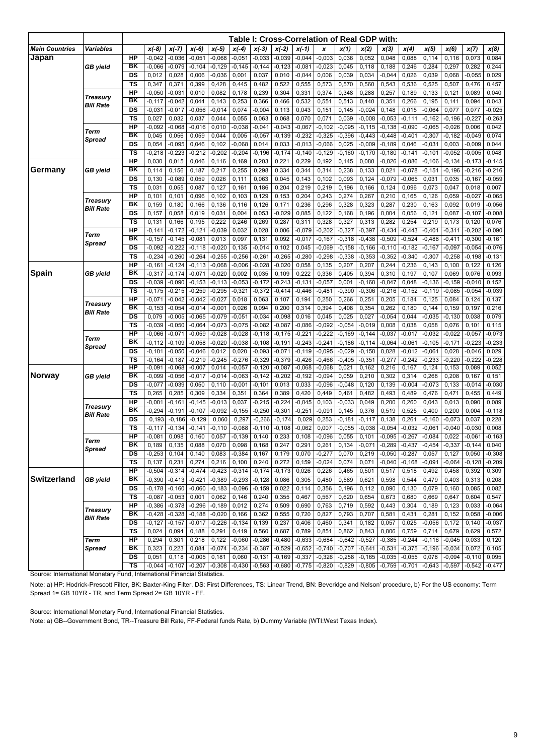| | | | **Table I: Cross-Correlation of Real GDP with:** | | | | | | | | | | | | | | | | |
|---|---|---|---|---|---|---|---|---|---|---|---|---|---|---|---|---|---|---|---|
| ***Main Countries*** | ***Variables*** | | ***x(-8)*** | ***x(-7)*** | ***x(-6)*** | ***x(-5)*** | ***x(-4)*** | ***x(-3)*** | ***x(-2)*** | ***x(-1)*** | ***x*** | ***x(1)*** | ***x(2)*** | ***x(3)*** | ***x(4)*** | ***x(5)*** | ***x(6)*** | ***x(7)*** | ***x(8)*** |
| **Japan** | | **HP** | -0,042 | -0,036 | -0,051 | -0,068 | -0,051 | -0,033 | -0,039 | -0,044 | -0,003 | 0,036 | 0,052 | 0,048 | 0,088 | 0,114 | 0,116 | 0,073 | 0,084 |
| | ***GB yield*** | **BK** | -0,066 | -0,079 | -0,104 | -0,129 | -0,145 | -0,144 | -0,123 | -0,081 | -0,023 | 0,045 | 0,118 | 0,188 | 0,246 | 0,284 | 0,297 | 0,282 | 0,244 |
| | | **DS** | 0,012 | 0,028 | 0,006 | -0,036 | 0,001 | 0,037 | 0,010 | -0,044 | 0,006 | 0,039 | 0,034 | -0,044 | 0,026 | 0,039 | 0,068 | -0,055 | 0,029 |
| | | **TS** | 0,347 | 0,371 | 0,399 | 0,428 | 0,445 | 0,482 | 0,522 | 0,555 | 0,573 | 0,570 | 0,560 | 0,543 | 0,536 | 0,525 | 0,507 | 0,476 | 0,457 |
| | ***Treasury Bill Rate*** | **HP** | -0,050 | -0,031 | 0,010 | 0,082 | 0,178 | 0,239 | 0,304 | 0,331 | 0,374 | 0,348 | 0,288 | 0,257 | 0,189 | 0,133 | 0,121 | 0,089 | 0,040 |
| | | **BK** | -0,117 | -0,042 | 0,044 | 0,143 | 0,253 | 0,366 | 0,466 | 0,532 | 0,551 | 0,513 | 0,440 | 0,351 | 0,266 | 0,195 | 0,141 | 0,094 | 0,043 |
| | | **DS** | -0,031 | -0,017 | -0,056 | -0,014 | 0,074 | -0,004 | 0,113 | 0,043 | 0,151 | 0,145 | -0,024 | 0,148 | 0,015 | -0,064 | 0,077 | 0,077 | -0,025 |
| | | **TS** | 0,027 | 0,032 | 0,037 | 0,044 | 0,055 | 0,063 | 0,068 | 0,070 | 0,071 | 0,039 | -0,008 | -0,053 | -0,111 | -0,162 | -0,196 | -0,227 | -0,263 |
| | ***Term Spread*** | **HP** | -0,092 | -0,068 | -0,016 | 0,010 | -0,038 | -0,041 | -0,043 | -0,067 | -0,102 | -0,095 | -0,115 | -0,138 | -0,090 | -0,065 | -0,026 | 0,006 | 0,042 |
| | | **BK** | 0,045 | 0,056 | 0,059 | 0,044 | 0,005 | -0,057 | -0,139 | -0,232 | -0,325 | -0,396 | -0,443 | -0,448 | -0,401 | -0,307 | -0,182 | -0,049 | 0,074 |
| | | **DS** | 0,054 | -0,095 | 0,046 | 0,102 | -0,068 | 0,014 | 0,033 | -0,013 | -0,066 | 0,025 | -0,009 | -0,189 | 0,046 | -0,031 | 0,003 | -0,009 | 0,044 |
| | | **TS** | -0,218 | -0,223 | -0,212 | -0,202 | -0,204 | -0,196 | -0,174 | -0,140 | -0,129 | -0,160 | -0,170 | -0,180 | -0,141 | -0,101 | -0,052 | -0,005 | 0,048 |
| **Germany** | | **HP** | 0,030 | 0,015 | 0,046 | 0,116 | 0,169 | 0,203 | 0,221 | 0,229 | 0,192 | 0,145 | 0,080 | -0,026 | -0,086 | -0,106 | -0,134 | -0,173 | -0,145 |
| | ***GB yield*** | **BK** | 0,114 | 0,156 | 0,187 | 0,217 | 0,255 | 0,298 | 0,334 | 0,344 | 0,314 | 0,238 | 0,133 | 0,021 | -0,078 | -0,151 | -0,196 | -0,216 | -0,216 |
| | | **DS** | 0,130 | -0,089 | 0,059 | 0,026 | 0,111 | 0,063 | 0,045 | 0,143 | 0,102 | 0,093 | 0,124 | -0,079 | -0,065 | 0,031 | 0,035 | -0,167 | -0,059 |
| | | **TS** | 0,031 | 0,055 | 0,087 | 0,127 | 0,161 | 0,186 | 0,204 | 0,219 | 0,219 | 0,196 | 0,166 | 0,124 | 0,096 | 0,073 | 0,047 | 0,018 | 0,007 |
| | ***Treasury Bill Rate*** | **HP** | 0,101 | 0,101 | 0,096 | 0,102 | 0,103 | 0,129 | 0,153 | 0,204 | 0,243 | 0,274 | 0,267 | 0,210 | 0,165 | 0,126 | 0,059 | -0,027 | -0,065 |
| | | **BK** | 0,159 | 0,180 | 0,166 | 0,136 | 0,116 | 0,126 | 0,171 | 0,236 | 0,296 | 0,328 | 0,323 | 0,287 | 0,230 | 0,163 | 0,092 | 0,019 | -0,056 |
| | | **DS** | 0,157 | 0,058 | 0,019 | 0,031 | 0,004 | 0,053 | -0,029 | 0,085 | 0,122 | 0,168 | 0,196 | 0,004 | 0,056 | 0,121 | 0,087 | -0,107 | -0,008 |
| | | **TS** | 0,131 | 0,166 | 0,195 | 0,222 | 0,246 | 0,269 | 0,287 | 0,311 | 0,328 | 0,327 | 0,313 | 0,282 | 0,254 | 0,219 | 0,173 | 0,120 | 0,076 |
| | ***Term Spread*** | **HP** | -0,141 | -0,172 | -0,121 | -0,039 | 0,032 | 0,028 | 0,006 | -0,079 | -0,202 | -0,327 | -0,397 | -0,434 | -0,443 | -0,401 | -0,311 | -0,202 | -0,090 |
| | | **BK** | -0,157 | -0,145 | -0,081 | 0,013 | 0,097 | 0,131 | 0,092 | -0,017 | -0,167 | -0,318 | -0,438 | -0,509 | -0,524 | -0,488 | -0,411 | -0,300 | -0,161 |
| | | **DS** | -0,092 | -0,222 | -0,118 | -0,020 | 0,135 | -0,014 | 0,102 | 0,045 | -0,069 | -0,158 | -0,166 | -0,110 | -0,182 | -0,167 | -0,097 | -0,054 | -0,076 |
| | | **TS** | -0,234 | -0,260 | -0,264 | -0,255 | -0,256 | -0,261 | -0,265 | -0,280 | -0,298 | -0,338 | -0,353 | -0,352 | -0,340 | -0,307 | -0,258 | -0,198 | -0,131 |
| **Spain** | | **HP** | -0,161 | -0,124 | -0,113 | -0,068 | -0,006 | -0,028 | -0,020 | 0,058 | 0,135 | 0,207 | 0,207 | 0,244 | 0,236 | 0,143 | 0,100 | 0,122 | 0,126 |
| | ***GB yield*** | **BK** | -0,317 | -0,174 | -0,071 | -0,020 | 0,002 | 0,035 | 0,109 | 0,222 | 0,336 | 0,405 | 0,394 | 0,310 | 0,197 | 0,107 | 0,069 | 0,076 | 0,093 |
| | | **DS** | -0,039 | -0,090 | -0,153 | -0,113 | -0,053 | -0,172 | -0,243 | -0,131 | -0,057 | 0,001 | -0,168 | -0,047 | 0,048 | -0,136 | -0,159 | -0,010 | 0,152 |
| | | **TS** | -0,175 | -0,215 | -0,259 | -0,295 | -0,321 | -0,372 | -0,414 | -0,446 | -0,481 | -0,390 | -0,306 | -0,216 | -0,152 | -0,119 | -0,085 | -0,054 | -0,039 |
| | ***Treasury Bill Rate*** | **HP** | -0,071 | -0,042 | -0,042 | -0,027 | 0,018 | 0,063 | 0,107 | 0,194 | 0,250 | 0,266 | 0,251 | 0,205 | 0,184 | 0,125 | 0,084 | 0,124 | 0,137 |
| | | **BK** | -0,153 | -0,054 | -0,014 | -0,001 | 0,026 | 0,094 | 0,200 | 0,314 | 0,394 | 0,408 | 0,354 | 0,262 | 0,180 | 0,144 | 0,159 | 0,197 | 0,216 |
| | | **DS** | 0,079 | -0,005 | -0,065 | -0,079 | -0,051 | -0,034 | -0,098 | 0,016 | 0,045 | 0,025 | 0,027 | -0,054 | 0,044 | -0,035 | -0,130 | 0,038 | 0,079 |
| | | **TS** | -0,039 | -0,050 | -0,064 | -0,073 | -0,075 | -0,082 | -0,087 | -0,086 | -0,092 | -0,054 | -0,019 | 0,008 | 0,038 | 0,058 | 0,076 | 0,101 | 0,115 |
| | ***Term Spread*** | **HP** | -0,066 | -0,071 | -0,059 | -0,028 | -0,028 | -0,118 | -0,175 | -0,221 | -0,222 | -0,169 | -0,144 | -0,037 | -0,017 | -0,032 | -0,022 | -0,057 | -0,073 |
| | | **BK** | -0,112 | -0,109 | -0,058 | -0,020 | -0,038 | -0,108 | -0,191 | -0,243 | -0,241 | -0,186 | -0,114 | -0,064 | -0,061 | -0,105 | -0,171 | -0,223 | -0,233 |
| | | **DS** | -0,101 | -0,050 | -0,046 | 0,012 | 0,020 | -0,093 | -0,071 | -0,119 | -0,095 | -0,029 | -0,158 | 0,028 | -0,012 | -0,061 | 0,028 | -0,046 | 0,029 |
| | | **TS** | -0,164 | -0,187 | -0,219 | -0,245 | -0,276 | -0,329 | -0,379 | -0,426 | -0,466 | -0,405 | -0,351 | -0,277 | -0,242 | -0,233 | -0,220 | -0,222 | -0,228 |
| **Norway** | | **HP** | -0,091 | -0,068 | -0,007 | 0,014 | -0,057 | -0,120 | -0,087 | -0,068 | -0,068 | 0,021 | 0,162 | 0,216 | 0,167 | 0,124 | 0,153 | 0,089 | 0,052 |
| | ***GB yield*** | **BK** | -0,099 | -0,056 | -0,017 | -0,014 | -0,063 | -0,142 | -0,202 | -0,192 | -0,094 | 0,059 | 0,210 | 0,302 | 0,314 | 0,268 | 0,208 | 0,167 | 0,151 |
| | | **DS** | -0,077 | -0,039 | 0,050 | 0,110 | -0,001 | -0,101 | 0,013 | 0,033 | -0,096 | -0,048 | 0,120 | 0,139 | -0,004 | -0,073 | 0,133 | -0,014 | -0,030 |
| | | **TS** | 0,265 | 0,285 | 0,309 | 0,334 | 0,351 | 0,364 | 0,389 | 0,420 | 0,449 | 0,461 | 0,482 | 0,493 | 0,489 | 0,476 | 0,471 | 0,455 | 0,449 |
| | ***Treasury Bill Rate*** | **HP** | -0,001 | -0,161 | -0,145 | -0,013 | 0,037 | -0,215 | -0,224 | -0,045 | 0,103 | -0,033 | 0,049 | 0,200 | 0,260 | 0,043 | 0,013 | 0,090 | 0,089 |
| | | **BK** | -0,294 | -0,191 | -0,107 | -0,092 | -0,155 | -0,250 | -0,301 | -0,251 | -0,091 | 0,145 | 0,376 | 0,519 | 0,525 | 0,400 | 0,200 | 0,004 | -0,118 |
| | | **DS** | 0,193 | -0,186 | -0,129 | 0,060 | 0,297 | -0,266 | -0,174 | 0,029 | 0,253 | -0,181 | -0,117 | 0,138 | 0,261 | -0,160 | -0,073 | 0,037 | 0,228 |
| | | **TS** | -0,117 | -0,134 | -0,141 | -0,110 | -0,088 | -0,110 | -0,108 | -0,062 | 0,007 | -0,055 | -0,038 | -0,054 | -0,032 | -0,061 | -0,040 | -0,030 | 0,008 |
| | ***Term Spread*** | **HP** | -0,081 | 0,098 | 0,160 | 0,057 | -0,139 | 0,140 | 0,233 | 0,108 | -0,096 | 0,055 | 0,101 | -0,095 | -0,267 | -0,084 | 0,022 | -0,061 | -0,163 |
| | | **BK** | 0,189 | 0,135 | 0,088 | 0,070 | 0,098 | 0,168 | 0,247 | 0,291 | 0,261 | 0,134 | -0,071 | -0,289 | -0,437 | -0,454 | -0,337 | -0,144 | 0,040 |
| | | **DS** | -0,253 | 0,104 | 0,140 | 0,083 | -0,384 | 0,167 | 0,179 | 0,070 | -0,277 | 0,070 | 0,219 | -0,050 | -0,287 | 0,057 | 0,127 | 0,050 | -0,308 |
| | | **TS** | 0,137 | 0,231 | 0,274 | 0,216 | 0,100 | 0,240 | 0,272 | 0,159 | -0,024 | 0,074 | 0,071 | -0,040 | -0,168 | -0,091 | -0,064 | -0,128 | -0,209 |
| **Switzerland** | | **HP** | -0,504 | -0,314 | -0,474 | -0,423 | -0,314 | -0,174 | -0,173 | 0,026 | 0,226 | 0,465 | 0,501 | 0,517 | 0,518 | 0,492 | 0,458 | 0,392 | 0,309 |
| | ***GB yield*** | **BK** | -0,390 | -0,413 | -0,421 | -0,389 | -0,293 | -0,128 | 0,086 | 0,305 | 0,480 | 0,589 | 0,621 | 0,598 | 0,544 | 0,479 | 0,403 | 0,313 | 0,208 |
| | | **DS** | -0,178 | -0,160 | -0,060 | -0,183 | -0,096 | -0,159 | 0,022 | 0,114 | 0,356 | 0,196 | 0,112 | 0,090 | 0,130 | 0,079 | 0,160 | 0,085 | 0,082 |
| | | **TS** | -0,087 | -0,053 | 0,001 | 0,062 | 0,146 | 0,240 | 0,355 | 0,467 | 0,567 | 0,620 | 0,654 | 0,673 | 0,680 | 0,669 | 0,647 | 0,604 | 0,547 |
| | ***Treasury Bill Rate*** | **HP** | -0,386 | -0,378 | -0,296 | -0,189 | 0,012 | 0,274 | 0,509 | 0,690 | 0,763 | 0,719 | 0,592 | 0,443 | 0,304 | 0,189 | 0,123 | 0,033 | -0,064 |
| | | **BK** | -0,428 | -0,328 | -0,188 | -0,020 | 0,166 | 0,362 | 0,555 | 0,720 | 0,827 | 0,793 | 0,707 | 0,581 | 0,431 | 0,281 | 0,152 | 0,058 | -0,006 |
| | | **DS** | -0,127 | -0,157 | -0,017 | -0,226 | -0,134 | 0,139 | 0,237 | 0,406 | 0,460 | 0,341 | 0,182 | 0,057 | 0,025 | -0,056 | 0,172 | 0,140 | -0,037 |
| | | **TS** | 0,024 | 0,094 | 0,188 | 0,291 | 0,419 | 0,560 | 0,687 | 0,789 | 0,851 | 0,862 | 0,843 | 0,806 | 0,759 | 0,714 | 0,679 | 0,629 | 0,572 |
| | ***Term Spread*** | **HP** | 0,294 | 0,301 | 0,218 | 0,122 | -0,060 | -0,286 | -0,480 | -0,633 | -0,684 | -0,642 | -0,527 | -0,385 | -0,244 | -0,116 | -0,045 | 0,033 | 0,120 |
| | | **BK** | 0,323 | 0,223 | 0,084 | -0,074 | -0,234 | -0,387 | -0,529 | -0,652 | -0,740 | -0,707 | -0,641 | -0,531 | -0,375 | -0,196 | -0,034 | 0,072 | 0,105 |
| | | **DS** | 0,051 | 0,118 | -0,005 | 0,181 | 0,060 | -0,131 | -0,169 | -0,337 | -0,326 | -0,258 | -0,165 | -0,035 | -0,055 | 0,078 | -0,094 | -0,110 | 0,095 |
| | | **TS** | -0,044 | -0,107 | -0,207 | -0,308 | -0,430 | -0,563 | -0,680 | -0,775 | -0,820 | -0,829 | -0,805 | -0,759 | -0,701 | -0,643 | -0,597 | -0,542 | -0,477 |

Source: International Monetary Fund, International Financial Statistics.

Note: a) HP: Hodrick-Prescott Filter, BK: Baxter-King Filter, DS: First Differences, TS: Linear Trend, BN: Beveridge and Nelson' procedure, b) For the US economy: Term Spread 1= GB 10YR - TR, and Term Spread 2= GB 10YR - FF.

Source: International Monetary Fund, International Financial Statistics.

Note: a) GB--Government Bond, TR--Treasure Bill Rate, FF-Federal funds Rate, b) Dummy Variable (WTI:West Texas Index).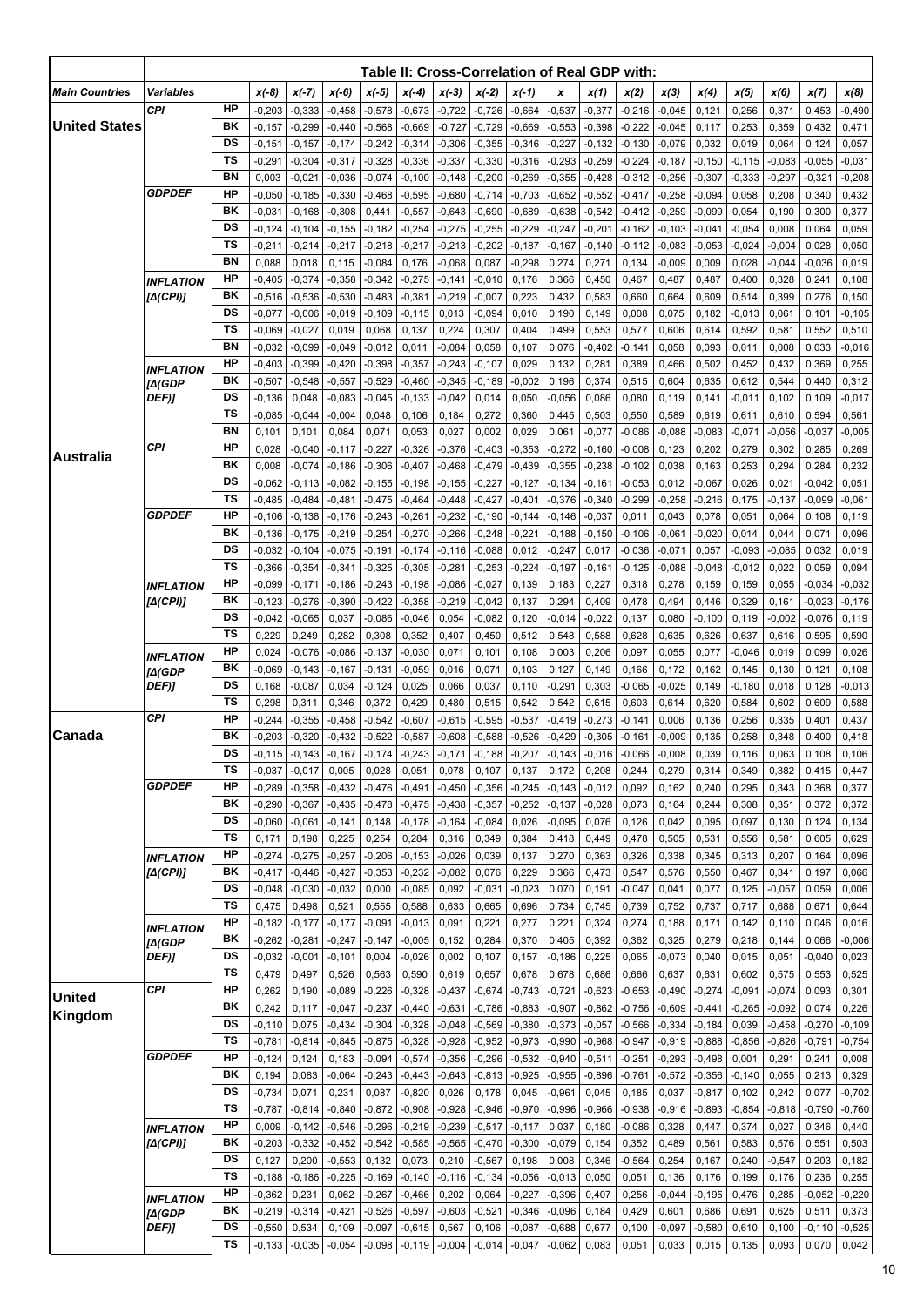| Main Countries | Variables | | x(-8) | x(-7) | x(-6) | x(-5) | x(-4) | x(-3) | x(-2) | x(-1) | x | x(1) | x(2) | x(3) | x(4) | x(5) | x(6) | x(7) | x(8) |
|---|---|---|---|---|---|---|---|---|---|---|---|---|---|---|---|---|---|---|---|
| | | | **Table II: Cross-Correlation of Real GDP with:** | | | | | | | | | | | | | | | | |
| **United States** | *CPI* | HP | -0,203 | -0,333 | -0,458 | -0,578 | -0,673 | -0,722 | -0,726 | -0,664 | -0,537 | -0,377 | -0,216 | -0,045 | 0,121 | 0,256 | 0,371 | 0,453 | -0,490 |
| | | BK | -0,157 | -0,299 | -0,440 | -0,568 | -0,669 | -0,727 | -0,729 | -0,669 | -0,553 | -0,398 | -0,222 | -0,045 | 0,117 | 0,253 | 0,359 | 0,432 | 0,471 |
| | | DS | -0,151 | -0,157 | -0,174 | -0,242 | -0,314 | -0,306 | -0,355 | -0,346 | -0,227 | -0,132 | -0,130 | -0,079 | 0,032 | 0,019 | 0,064 | 0,124 | 0,057 |
| | | TS | -0,291 | -0,304 | -0,317 | -0,328 | -0,336 | -0,337 | -0,330 | -0,316 | -0,293 | -0,259 | -0,224 | -0,187 | -0,150 | -0,115 | -0,083 | -0,055 | -0,031 |
| | | BN | 0,003 | -0,021 | -0,036 | -0,074 | -0,100 | -0,148 | -0,200 | -0,269 | -0,355 | -0,428 | -0,312 | -0,256 | -0,307 | -0,333 | -0,297 | -0,321 | -0,208 |
| | *GDPDEF* | HP | -0,050 | -0,185 | -0,330 | -0,468 | -0,595 | -0,680 | -0,714 | -0,703 | -0,652 | -0,552 | -0,417 | -0,258 | -0,094 | 0,058 | 0,208 | 0,340 | 0,432 |
| | | BK | -0,031 | -0,168 | -0,308 | 0,441 | -0,557 | -0,643 | -0,690 | -0,689 | -0,638 | -0,542 | -0,412 | -0,259 | -0,099 | 0,054 | 0,190 | 0,300 | 0,377 |
| | | DS | -0,124 | -0,104 | -0,155 | -0,182 | -0,254 | -0,275 | -0,255 | -0,229 | -0,247 | -0,201 | -0,162 | -0,103 | -0,041 | -0,054 | 0,008 | 0,064 | 0,059 |
| | | TS | -0,211 | -0,214 | -0,217 | -0,218 | -0,217 | -0,213 | -0,202 | -0,187 | -0,167 | -0,140 | -0,112 | -0,083 | -0,053 | -0,024 | -0,004 | 0,028 | 0,050 |
| | | BN | 0,088 | 0,018 | 0,115 | -0,084 | 0,176 | -0,068 | 0,087 | -0,298 | 0,274 | 0,271 | 0,134 | -0,009 | 0,009 | 0,028 | -0,044 | -0,036 | 0,019 |
| | *INFLATION [Δ(CPI)]* | HP | -0,405 | -0,374 | -0,358 | -0,342 | -0,275 | -0,141 | -0,010 | 0,176 | 0,366 | 0,450 | 0,467 | 0,487 | 0,487 | 0,400 | 0,328 | 0,241 | 0,108 |
| | | BK | -0,516 | -0,536 | -0,530 | -0,483 | -0,381 | -0,219 | -0,007 | 0,223 | 0,432 | 0,583 | 0,660 | 0,664 | 0,609 | 0,514 | 0,399 | 0,276 | 0,150 |
| | | DS | -0,077 | -0,006 | -0,019 | -0,109 | -0,115 | 0,013 | -0,094 | 0,010 | 0,190 | 0,149 | 0,008 | 0,075 | 0,182 | -0,013 | 0,061 | 0,101 | -0,105 |
| | | TS | -0,069 | -0,027 | 0,019 | 0,068 | 0,137 | 0,224 | 0,307 | 0,404 | 0,499 | 0,553 | 0,577 | 0,606 | 0,614 | 0,592 | 0,581 | 0,552 | 0,510 |
| | | BN | -0,032 | -0,099 | -0,049 | -0,012 | 0,011 | -0,084 | 0,058 | 0,107 | 0,076 | -0,402 | -0,141 | 0,058 | 0,093 | 0,011 | 0,008 | 0,033 | -0,016 |
| | *INFLATION [Δ(GDP DEF)]* | HP | -0,403 | -0,399 | -0,420 | -0,398 | -0,357 | -0,243 | -0,107 | 0,029 | 0,132 | 0,281 | 0,389 | 0,466 | 0,502 | 0,452 | 0,432 | 0,369 | 0,255 |
| | | BK | -0,507 | -0,548 | -0,557 | -0,529 | -0,460 | -0,345 | -0,189 | -0,002 | 0,196 | 0,374 | 0,515 | 0,604 | 0,635 | 0,612 | 0,544 | 0,440 | 0,312 |
| | | DS | -0,136 | 0,048 | -0,083 | -0,045 | -0,133 | -0,042 | 0,014 | 0,050 | -0,056 | 0,086 | 0,080 | 0,119 | 0,141 | -0,011 | 0,102 | 0,109 | -0,017 |
| | | TS | -0,085 | -0,044 | -0,004 | 0,048 | 0,106 | 0,184 | 0,272 | 0,360 | 0,445 | 0,503 | 0,550 | 0,589 | 0,619 | 0,611 | 0,610 | 0,594 | 0,561 |
| | | BN | 0,101 | 0,101 | 0,084 | 0,071 | 0,053 | 0,027 | 0,002 | 0,029 | 0,061 | -0,077 | -0,086 | -0,088 | -0,083 | -0,071 | -0,056 | -0,037 | -0,005 |
| **Australia** | *CPI* | HP | 0,028 | -0,040 | -0,117 | -0,227 | -0,326 | -0,376 | -0,403 | -0,353 | -0,272 | -0,160 | -0,008 | 0,123 | 0,202 | 0,279 | 0,302 | 0,285 | 0,269 |
| | | BK | 0,008 | -0,074 | -0,186 | -0,306 | -0,407 | -0,468 | -0,479 | -0,439 | -0,355 | -0,238 | -0,102 | 0,038 | 0,163 | 0,253 | 0,294 | 0,284 | 0,232 |
| | | DS | -0,062 | -0,113 | -0,082 | -0,155 | -0,198 | -0,155 | -0,227 | -0,127 | -0,134 | -0,161 | -0,053 | 0,012 | -0,067 | 0,026 | 0,021 | -0,042 | 0,051 |
| | | TS | -0,485 | -0,484 | -0,481 | -0,475 | -0,464 | -0,448 | -0,427 | -0,401 | -0,376 | -0,340 | -0,299 | -0,258 | -0,216 | 0,175 | -0,137 | -0,099 | -0,061 |
| | *GDPDEF* | HP | -0,106 | -0,138 | -0,176 | -0,243 | -0,261 | -0,232 | -0,190 | -0,144 | -0,146 | -0,037 | 0,011 | 0,043 | 0,078 | 0,051 | 0,064 | 0,108 | 0,119 |
| | | BK | -0,136 | -0,175 | -0,219 | -0,254 | -0,270 | -0,266 | -0,248 | -0,221 | -0,188 | -0,150 | -0,106 | -0,061 | -0,020 | 0,014 | 0,044 | 0,071 | 0,096 |
| | | DS | -0,032 | -0,104 | -0,075 | -0,191 | -0,174 | -0,116 | -0,088 | 0,012 | -0,247 | 0,017 | -0,036 | -0,071 | 0,057 | -0,093 | -0,085 | 0,032 | 0,019 |
| | | TS | -0,366 | -0,354 | -0,341 | -0,325 | -0,305 | -0,281 | -0,253 | -0,224 | -0,197 | -0,161 | -0,125 | -0,088 | -0,048 | -0,012 | 0,022 | 0,059 | 0,094 |
| | *INFLATION [Δ(CPI)]* | HP | -0,099 | -0,171 | -0,186 | -0,243 | -0,198 | -0,086 | -0,027 | 0,139 | 0,183 | 0,227 | 0,318 | 0,278 | 0,159 | 0,159 | 0,055 | -0,034 | -0,032 |
| | | BK | -0,123 | -0,276 | -0,390 | -0,422 | -0,358 | -0,219 | -0,042 | 0,137 | 0,294 | 0,409 | 0,478 | 0,494 | 0,446 | 0,329 | 0,161 | -0,023 | -0,176 |
| | | DS | -0,042 | -0,065 | 0,037 | -0,086 | -0,046 | 0,054 | -0,082 | 0,120 | -0,014 | -0,022 | 0,137 | 0,080 | -0,100 | 0,119 | -0,002 | -0,076 | 0,119 |
| | | TS | 0,229 | 0,249 | 0,282 | 0,308 | 0,352 | 0,407 | 0,450 | 0,512 | 0,548 | 0,588 | 0,628 | 0,635 | 0,626 | 0,637 | 0,616 | 0,595 | 0,590 |
| | *INFLATION [Δ(GDP DEF)]* | HP | 0,024 | -0,076 | -0,086 | -0,137 | -0,030 | 0,071 | 0,101 | 0,108 | 0,003 | 0,206 | 0,097 | 0,055 | 0,077 | -0,046 | 0,019 | 0,099 | 0,026 |
| | | BK | -0,069 | -0,143 | -0,167 | -0,131 | -0,059 | 0,016 | 0,071 | 0,103 | 0,127 | 0,149 | 0,166 | 0,172 | 0,162 | 0,145 | 0,130 | 0,121 | 0,108 |
| | | DS | 0,168 | -0,087 | 0,034 | -0,124 | 0,025 | 0,066 | 0,037 | 0,110 | -0,291 | 0,303 | -0,065 | -0,025 | 0,149 | -0,180 | 0,018 | 0,128 | -0,013 |
| | | TS | 0,298 | 0,311 | 0,346 | 0,372 | 0,429 | 0,480 | 0,515 | 0,542 | 0,542 | 0,615 | 0,603 | 0,614 | 0,620 | 0,584 | 0,602 | 0,609 | 0,588 |
| **Canada** | *CPI* | HP | -0,244 | -0,355 | -0,458 | -0,542 | -0,607 | -0,615 | -0,595 | -0,537 | -0,419 | -0,273 | -0,141 | 0,006 | 0,136 | 0,256 | 0,335 | 0,401 | 0,437 |
| | | BK | -0,203 | -0,320 | -0,432 | -0,522 | -0,587 | -0,608 | -0,588 | -0,526 | -0,429 | -0,305 | -0,161 | -0,009 | 0,135 | 0,258 | 0,348 | 0,400 | 0,418 |
| | | DS | -0,115 | -0,143 | -0,167 | -0,174 | -0,243 | -0,171 | -0,188 | -0,207 | -0,143 | -0,016 | -0,066 | -0,008 | 0,039 | 0,116 | 0,063 | 0,108 | 0,106 |
| | | TS | -0,037 | -0,017 | 0,005 | 0,028 | 0,051 | 0,078 | 0,107 | 0,137 | 0,172 | 0,208 | 0,244 | 0,279 | 0,314 | 0,349 | 0,382 | 0,415 | 0,447 |
| | *GDPDEF* | HP | -0,289 | -0,358 | -0,432 | -0,476 | -0,491 | -0,450 | -0,356 | -0,245 | -0,143 | -0,012 | 0,092 | 0,162 | 0,240 | 0,295 | 0,343 | 0,368 | 0,377 |
| | | BK | -0,290 | -0,367 | -0,435 | -0,478 | -0,475 | -0,438 | -0,357 | -0,252 | -0,137 | -0,028 | 0,073 | 0,164 | 0,244 | 0,308 | 0,351 | 0,372 | 0,372 |
| | | DS | -0,060 | -0,061 | -0,141 | 0,148 | -0,178 | -0,164 | -0,084 | 0,026 | -0,095 | 0,076 | 0,126 | 0,042 | 0,095 | 0,097 | 0,130 | 0,124 | 0,134 |
| | | TS | 0,171 | 0,198 | 0,225 | 0,254 | 0,284 | 0,316 | 0,349 | 0,384 | 0,418 | 0,449 | 0,478 | 0,505 | 0,531 | 0,556 | 0,581 | 0,605 | 0,629 |
| | *INFLATION [Δ(CPI)]* | HP | -0,274 | -0,275 | -0,257 | -0,206 | -0,153 | -0,026 | 0,039 | 0,137 | 0,270 | 0,363 | 0,326 | 0,338 | 0,345 | 0,313 | 0,207 | 0,164 | 0,096 |
| | | BK | -0,417 | -0,446 | -0,427 | -0,353 | -0,232 | -0,082 | 0,076 | 0,229 | 0,366 | 0,473 | 0,547 | 0,576 | 0,550 | 0,467 | 0,341 | 0,197 | 0,066 |
| | | DS | -0,048 | -0,030 | -0,032 | 0,000 | -0,085 | 0,092 | -0,031 | -0,023 | 0,070 | 0,191 | -0,047 | 0,041 | 0,077 | 0,125 | -0,057 | 0,059 | 0,006 |
| | | TS | 0,475 | 0,498 | 0,521 | 0,555 | 0,588 | 0,633 | 0,665 | 0,696 | 0,734 | 0,745 | 0,739 | 0,752 | 0,737 | 0,717 | 0,688 | 0,671 | 0,644 |
| | *INFLATION [Δ(GDP DEF)]* | HP | -0,182 | -0,177 | -0,177 | -0,091 | -0,013 | 0,091 | 0,221 | 0,277 | 0,221 | 0,324 | 0,274 | 0,188 | 0,171 | 0,142 | 0,110 | 0,046 | 0,016 |
| | | BK | -0,262 | -0,281 | -0,247 | -0,147 | -0,005 | 0,152 | 0,284 | 0,370 | 0,405 | 0,392 | 0,362 | 0,325 | 0,279 | 0,218 | 0,144 | 0,066 | -0,006 |
| | | DS | -0,032 | -0,001 | -0,101 | 0,004 | -0,026 | 0,002 | 0,107 | 0,157 | -0,186 | 0,225 | 0,065 | -0,073 | 0,040 | 0,015 | 0,051 | -0,040 | 0,023 |
| | | TS | 0,479 | 0,497 | 0,526 | 0,563 | 0,590 | 0,619 | 0,657 | 0,678 | 0,678 | 0,686 | 0,666 | 0,637 | 0,631 | 0,602 | 0,575 | 0,553 | 0,525 |
| **United Kingdom** | *CPI* | HP | 0,262 | 0,190 | -0,089 | -0,226 | -0,328 | -0,437 | -0,674 | -0,743 | -0,721 | -0,623 | -0,653 | -0,490 | -0,274 | -0,091 | -0,074 | 0,093 | 0,301 |
| | | BK | 0,242 | 0,117 | -0,047 | -0,237 | -0,440 | -0,631 | -0,786 | -0,883 | -0,907 | -0,862 | -0,756 | -0,609 | -0,441 | -0,265 | -0,092 | 0,074 | 0,226 |
| | | DS | -0,110 | 0,075 | -0,434 | -0,304 | -0,328 | -0,048 | -0,569 | -0,380 | -0,373 | -0,057 | -0,566 | -0,334 | -0,184 | 0,039 | -0,458 | -0,270 | -0,109 |
| | | TS | -0,781 | -0,814 | -0,845 | -0,875 | -0,328 | -0,928 | -0,952 | -0,973 | -0,990 | -0,968 | -0,947 | -0,919 | -0,888 | -0,856 | -0,826 | -0,791 | -0,754 |
| | *GDPDEF* | HP | -0,124 | 0,124 | 0,183 | -0,094 | -0,574 | -0,356 | -0,296 | -0,532 | -0,940 | -0,511 | -0,251 | -0,293 | -0,498 | 0,001 | 0,291 | 0,241 | 0,008 |
| | | BK | 0,194 | 0,083 | -0,064 | -0,243 | -0,443 | -0,643 | -0,813 | -0,925 | -0,955 | -0,896 | -0,761 | -0,572 | -0,356 | -0,140 | 0,055 | 0,213 | 0,329 |
| | | DS | -0,734 | 0,071 | 0,231 | 0,087 | -0,820 | 0,026 | 0,178 | 0,045 | -0,961 | 0,045 | 0,185 | 0,037 | -0,817 | 0,102 | 0,242 | 0,077 | -0,702 |
| | | TS | -0,787 | -0,814 | -0,840 | -0,872 | -0,908 | -0,928 | -0,946 | -0,970 | -0,996 | -0,966 | -0,938 | -0,916 | -0,893 | -0,854 | -0,818 | -0,790 | -0,760 |
| | *INFLATION [Δ(CPI)]* | HP | 0,009 | -0,142 | -0,546 | -0,296 | -0,219 | -0,239 | -0,517 | -0,117 | 0,037 | 0,180 | -0,086 | 0,328 | 0,447 | 0,374 | 0,027 | 0,346 | 0,440 |
| | | BK | -0,203 | -0,332 | -0,452 | -0,542 | -0,585 | -0,565 | -0,470 | -0,300 | -0,079 | 0,154 | 0,352 | 0,489 | 0,561 | 0,583 | 0,576 | 0,551 | 0,503 |
| | | DS | 0,127 | 0,200 | -0,553 | 0,132 | 0,073 | 0,210 | -0,567 | 0,198 | 0,008 | 0,346 | -0,564 | 0,254 | 0,167 | 0,240 | -0,547 | 0,203 | 0,182 |
| | | TS | -0,188 | -0,186 | -0,225 | -0,169 | -0,140 | -0,116 | -0,134 | -0,056 | -0,013 | 0,050 | 0,051 | 0,136 | 0,176 | 0,199 | 0,176 | 0,236 | 0,255 |
| | *INFLATION [Δ(GDP DEF)]* | HP | -0,362 | 0,231 | 0,062 | -0,267 | -0,466 | 0,202 | 0,064 | -0,227 | -0,396 | 0,407 | 0,256 | -0,044 | -0,195 | 0,476 | 0,285 | -0,052 | -0,220 |
| | | BK | -0,219 | -0,314 | -0,421 | -0,526 | -0,597 | -0,603 | -0,521 | -0,346 | -0,096 | 0,184 | 0,429 | 0,601 | 0,686 | 0,691 | 0,625 | 0,511 | 0,373 |
| | | DS | -0,550 | 0,534 | 0,109 | -0,097 | -0,615 | 0,567 | 0,106 | -0,087 | -0,688 | 0,677 | 0,100 | -0,097 | -0,580 | 0,610 | 0,100 | -0,110 | -0,525 |
| | | TS | -0,133 | -0,035 | -0,054 | -0,098 | -0,119 | -0,004 | -0,014 | -0,047 | -0,062 | 0,083 | 0,051 | 0,033 | 0,015 | 0,135 | 0,093 | 0,070 | 0,042 |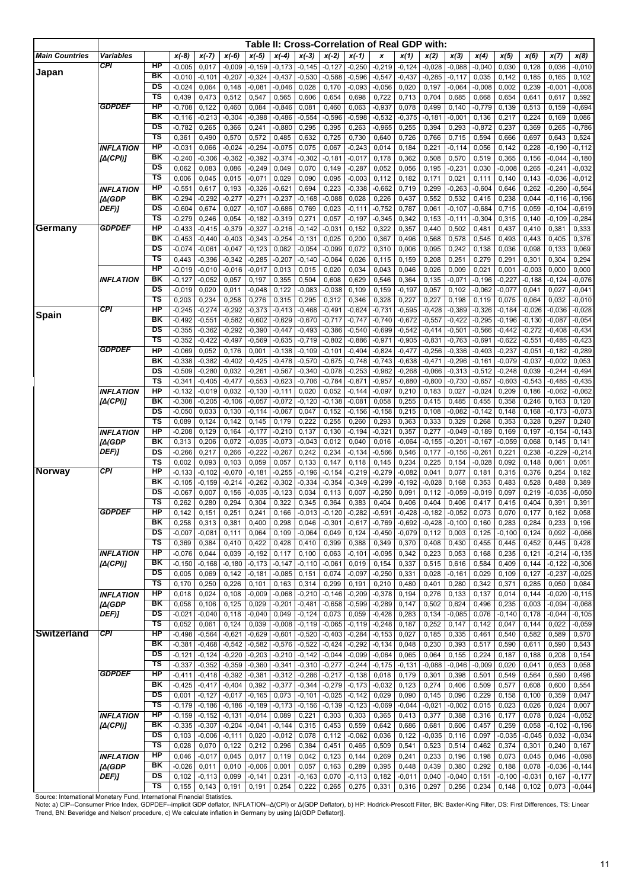**Table II: Cross-Correlation of Real GDP with:**

| Main Countries | Variables | | x(-8) | x(-7) | x(-6) | x(-5) | x(-4) | x(-3) | x(-2) | x(-1) | x | x(1) | x(2) | x(3) | x(4) | x(5) | x(6) | x(7) | x(8) |
|---|---|---|---|---|---|---|---|---|---|---|---|---|---|---|---|---|---|---|---|
| **Japan** | *CPI* | HP | -0,005 | 0,017 | -0,009 | -0,159 | -0,173 | -0,145 | -0,127 | -0,250 | -0,219 | -0,124 | -0,028 | -0,088 | -0,040 | 0,030 | 0,128 | 0,036 | -0,010 |
| | | BK | -0,010 | -0,101 | -0,207 | -0,324 | -0,437 | -0,530 | -0,588 | -0,596 | -0,547 | -0,437 | -0,285 | -0,117 | 0,035 | 0,142 | 0,185 | 0,165 | 0,102 |
| | | DS | -0,024 | 0,064 | 0,148 | -0,081 | -0,046 | 0,028 | 0,170 | -0,093 | -0,056 | 0,020 | 0,197 | -0,064 | -0,008 | 0,002 | 0,239 | -0,001 | -0,008 |
| | | TS | 0,439 | 0,473 | 0,512 | 0,547 | 0,565 | 0,606 | 0,654 | 0,698 | 0,722 | 0,713 | 0,704 | 0,685 | 0,668 | 0,654 | 0,641 | 0,617 | 0,592 |
| | *GDPDEF* | HP | -0,708 | 0,122 | 0,460 | 0,084 | -0,846 | 0,081 | 0,460 | 0,063 | -0,937 | 0,078 | 0,499 | 0,140 | -0,779 | 0,139 | 0,513 | 0,159 | -0,694 |
| | | BK | -0,116 | -0,213 | -0,304 | -0,398 | -0,486 | -0,554 | -0,596 | -0,598 | -0,532 | -0,375 | -0,181 | -0,001 | 0,136 | 0,217 | 0,224 | 0,169 | 0,086 |
| | | DS | -0,782 | 0,265 | 0,366 | 0,241 | -0,880 | 0,295 | 0,395 | 0,263 | -0,965 | 0,255 | 0,394 | 0,293 | -0,872 | 0,237 | 0,369 | 0,265 | -0,786 |
| | | TS | 0,361 | 0,490 | 0,570 | 0,572 | 0,485 | 0,632 | 0,725 | 0,730 | 0,640 | 0,726 | 0,766 | 0,715 | 0,594 | 0,666 | 0,697 | 0,643 | 0,524 |
| | *INFLATION [Δ(CPI)]* | HP | -0,031 | 0,066 | -0,024 | -0,294 | -0,075 | 0,075 | 0,067 | -0,243 | 0,014 | 0,184 | 0,221 | -0,114 | 0,056 | 0,142 | 0,228 | -0,190 | -0,112 |
| | | BK | -0,240 | -0,306 | -0,362 | -0,392 | -0,374 | -0,302 | -0,181 | -0,017 | 0,178 | 0,362 | 0,508 | 0,570 | 0,519 | 0,365 | 0,156 | -0,044 | -0,180 |
| | | DS | 0,062 | 0,083 | 0,086 | -0,249 | 0,049 | 0,070 | 0,149 | -0,287 | 0,052 | 0,056 | 0,195 | -0,231 | 0,030 | -0,008 | 0,265 | -0,241 | -0,032 |
| | | TS | 0,006 | 0,045 | 0,015 | -0,071 | 0,029 | 0,090 | 0,095 | -0,003 | 0,112 | 0,182 | 0,171 | 0,021 | 0,111 | 0,140 | 0,143 | -0,036 | -0,012 |
| | *INFLATION [Δ(GDP DEF)]* | HP | -0,551 | 0,617 | 0,193 | -0,326 | -0,621 | 0,694 | 0,223 | -0,338 | -0,662 | 0,719 | 0,299 | -0,263 | -0,604 | 0,646 | 0,262 | -0,260 | -0,564 |
| | | BK | -0,294 | -0,292 | -0,277 | -0,271 | -0,237 | -0,168 | -0,088 | 0,028 | 0,226 | 0,437 | 0,552 | 0,532 | 0,415 | 0,238 | 0,044 | -0,116 | -0,196 |
| | | DS | -0,604 | 0,674 | 0,027 | -0,107 | -0,686 | 0,769 | 0,023 | -0,111 | -0,752 | 0,787 | 0,061 | -0,107 | -0,684 | 0,715 | 0,059 | -0,104 | -0,619 |
| | | TS | -0,279 | 0,246 | 0,054 | -0,182 | -0,319 | 0,271 | 0,057 | -0,197 | -0,345 | 0,342 | 0,153 | -0,111 | -0,304 | 0,315 | 0,140 | -0,109 | -0,284 |
| **Germany** | *GDPDEF* | HP | -0,433 | -0,415 | -0,379 | -0,327 | -0,216 | -0,142 | -0,031 | 0,152 | 0,322 | 0,357 | 0,440 | 0,502 | 0,481 | 0,437 | 0,410 | 0,381 | 0,333 |
| | | BK | -0,453 | -0,440 | -0,403 | -0,343 | -0,254 | -0,131 | 0,025 | 0,200 | 0,367 | 0,496 | 0,568 | 0,578 | 0,545 | 0,493 | 0,443 | 0,405 | 0,376 |
| | | DS | -0,074 | -0,061 | -0,047 | -0,123 | 0,082 | -0,054 | -0,099 | 0,072 | 0,310 | 0,006 | 0,095 | 0,242 | 0,138 | 0,036 | 0,098 | 0,133 | 0,069 |
| | | TS | 0,443 | -0,396 | -0,342 | -0,285 | -0,207 | -0,140 | -0,064 | 0,026 | 0,115 | 0,159 | 0,208 | 0,251 | 0,279 | 0,291 | 0,301 | 0,304 | 0,294 |
| | *INFLATION* | HP | -0,019 | -0,010 | -0,016 | -0,017 | 0,013 | 0,015 | 0,020 | 0,034 | 0,043 | 0,046 | 0,026 | 0,009 | 0,021 | 0,001 | -0,003 | 0,000 | 0,000 |
| | | BK | -0,127 | -0,052 | 0,057 | 0,197 | 0,355 | 0,504 | 0,608 | 0,629 | 0,546 | 0,364 | 0,135 | -0,071 | -0,196 | -0,227 | -0,188 | -0,124 | -0,076 |
| | | DS | -0,019 | 0,020 | 0,011 | -0,048 | 0,122 | -0,083 | -0,038 | 0,109 | 0,159 | -0,197 | 0,057 | 0,102 | -0,062 | -0,077 | 0,041 | 0,027 | -0,041 |
| | | TS | 0,203 | 0,234 | 0,258 | 0,276 | 0,315 | 0,295 | 0,312 | 0,346 | 0,328 | 0,227 | 0,227 | 0,198 | 0,119 | 0,075 | 0,064 | 0,032 | -0,010 |
| **Spain** | *CPI* | HP | -0,245 | -0,274 | -0,292 | -0,373 | -0,413 | -0,468 | -0,491 | -0,624 | -0,731 | -0,595 | -0,428 | -0,389 | -0,326 | -0,184 | -0,026 | -0,036 | -0,028 |
| | | BK | -0,492 | -0,551 | -0,582 | -0,602 | -0,629 | -0,670 | -0,717 | -0,747 | -0,740 | -0,672 | -0,557 | -0,422 | -0,295 | -0,196 | -0,130 | -0,087 | -0,054 |
| | | DS | -0,355 | -0,362 | -0,292 | -0,390 | -0,447 | -0,493 | -0,386 | -0,540 | -0,699 | -0,542 | -0,414 | -0,501 | -0,566 | -0,442 | -0,272 | -0,408 | -0,434 |
| | | TS | -0,352 | -0,422 | -0,497 | -0,569 | -0,635 | -0,719 | -0,802 | -0,886 | -0,971 | -0,905 | -0,831 | -0,763 | -0,691 | -0,622 | -0,551 | -0,485 | -0,423 |
| | *GDPDEF* | HP | -0,069 | 0,052 | 0,176 | 0,001 | -0,138 | -0,109 | -0,101 | -0,404 | -0,824 | -0,477 | -0,256 | -0,336 | -0,403 | -0,237 | -0,051 | -0,182 | -0,289 |
| | | BK | -0,338 | -0,382 | -0,402 | -0,425 | -0,478 | -0,570 | -0,675 | -0,748 | -0,743 | -0,638 | -0,471 | -0,296 | -0,161 | -0,079 | -0,037 | -0,002 | 0,053 |
| | | DS | -0,509 | -0,280 | 0,032 | -0,261 | -0,567 | -0,340 | -0,078 | -0,253 | -0,962 | -0,268 | -0,066 | -0,313 | -0,512 | -0,248 | 0,039 | -0,244 | -0,494 |
| | | TS | -0,341 | -0,405 | -0,477 | -0,553 | -0,623 | -0,706 | -0,784 | -0,871 | -0,957 | -0,880 | -0,800 | -0,730 | -0,657 | -0,603 | -0,543 | -0,485 | -0,435 |
| | *INFLATION [Δ(CPI)]* | HP | -0,132 | -0,019 | 0,032 | -0,130 | -0,111 | 0,020 | 0,052 | -0,144 | -0,097 | 0,210 | 0,183 | 0,027 | -0,024 | 0,209 | 0,186 | -0,062 | -0,062 |
| | | BK | -0,308 | -0,205 | -0,106 | -0,057 | -0,072 | -0,120 | -0,138 | -0,081 | 0,058 | 0,255 | 0,415 | 0,485 | 0,455 | 0,358 | 0,246 | 0,163 | 0,120 |
| | | DS | -0,050 | 0,033 | 0,130 | -0,114 | -0,067 | 0,047 | 0,152 | -0,156 | -0,158 | 0,215 | 0,108 | -0,082 | -0,142 | 0,148 | 0,168 | -0,173 | -0,073 |
| | | TS | 0,089 | 0,124 | 0,142 | 0,145 | 0,179 | 0,222 | 0,255 | 0,260 | 0,293 | 0,363 | 0,333 | 0,329 | 0,268 | 0,353 | 0,328 | 0,297 | 0,240 |
| | *INFLATION [Δ(GDP DEF)]* | HP | -0,208 | 0,129 | 0,164 | -0,177 | -0,210 | 0,137 | 0,130 | -0,194 | -0,321 | 0,357 | 0,277 | -0,049 | -0,189 | 0,169 | 0,197 | -0,154 | -0,143 |
| | | BK | 0,313 | 0,206 | 0,072 | -0,035 | -0,073 | -0,043 | 0,012 | 0,040 | 0,016 | -0,064 | -0,155 | -0,201 | -0,167 | -0,059 | 0,068 | 0,145 | 0,141 |
| | | DS | -0,266 | 0,217 | 0,266 | -0,222 | -0,267 | 0,242 | 0,234 | -0,134 | -0,566 | 0,546 | 0,177 | -0,156 | -0,261 | 0,221 | 0,238 | -0,229 | -0,214 |
| | | TS | 0,002 | 0,093 | 0,103 | 0,059 | 0,057 | 0,133 | 0,147 | 0,118 | 0,145 | 0,234 | 0,225 | 0,154 | -0,028 | 0,092 | 0,148 | 0,061 | 0,051 |
| **Norway** | *CPI* | HP | -0,133 | -0,102 | -0,070 | -0,181 | -0,255 | -0,196 | -0,154 | -0,219 | -0,279 | -0,082 | 0,041 | 0,077 | 0,181 | 0,315 | 0,376 | 0,254 | 0,182 |
| | | BK | -0,105 | -0,159 | -0,214 | -0,262 | -0,302 | -0,334 | -0,354 | -0,349 | -0,299 | -0,192 | -0,028 | 0,168 | 0,353 | 0,483 | 0,528 | 0,488 | 0,389 |
| | | DS | -0,067 | 0,007 | 0,156 | -0,035 | -0,123 | 0,034 | 0,113 | 0,007 | -0,250 | 0,091 | 0,112 | -0,059 | -0,019 | 0,097 | 0,219 | -0,035 | -0,050 |
| | | TS | 0,262 | 0,280 | 0,294 | 0,304 | 0,322 | 0,345 | 0,364 | 0,383 | 0,404 | 0,406 | 0,404 | 0,406 | 0,417 | 0,415 | 0,404 | 0,391 | 0,391 |
| | *GDPDEF* | HP | 0,142 | 0,151 | 0,251 | 0,241 | 0,166 | -0,013 | -0,120 | -0,282 | -0,591 | -0,428 | -0,182 | -0,052 | 0,073 | 0,070 | 0,177 | 0,162 | 0,058 |
| | | BK | 0,258 | 0,313 | 0,381 | 0,400 | 0,298 | 0,046 | -0,301 | -0,617 | -0,769 | -0,692 | -0,428 | -0,100 | 0,160 | 0,283 | 0,284 | 0,233 | 0,196 |
| | | DS | -0,007 | -0,081 | 0,111 | 0,064 | 0,109 | -0,064 | 0,049 | 0,124 | -0,450 | -0,079 | 0,112 | 0,003 | 0,125 | -0,100 | 0,124 | 0,092 | -0,066 |
| | | TS | 0,369 | 0,384 | 0,410 | 0,422 | 0,428 | 0,410 | 0,399 | 0,388 | 0,349 | 0,370 | 0,408 | 0,430 | 0,455 | 0,445 | 0,452 | 0,445 | 0,428 |
| | *INFLATION [Δ(CPI)]* | HP | -0,076 | 0,044 | 0,039 | -0,192 | 0,117 | 0,100 | 0,063 | -0,101 | -0,095 | 0,342 | 0,223 | 0,053 | 0,168 | 0,235 | 0,121 | -0,214 | -0,135 |
| | | BK | -0,150 | -0,168 | -0,180 | -0,173 | -0,147 | -0,110 | -0,061 | 0,019 | 0,154 | 0,337 | 0,515 | 0,616 | 0,584 | 0,409 | 0,144 | -0,122 | -0,306 |
| | | DS | 0,005 | 0,069 | 0,142 | -0,181 | -0,085 | 0,151 | 0,074 | -0,097 | -0,250 | 0,331 | 0,028 | -0,161 | 0,029 | 0,109 | 0,127 | -0,237 | -0,025 |
| | | TS | 0,170 | 0,250 | 0,226 | 0,101 | 0,163 | 0,314 | 0,299 | 0,191 | 0,210 | 0,480 | 0,401 | 0,280 | 0,342 | 0,371 | 0,285 | 0,050 | 0,084 |
| | *INFLATION [Δ(GDP DEF)]* | HP | 0,018 | 0,024 | 0,108 | -0,009 | -0,068 | -0,210 | -0,146 | -0,209 | -0,378 | 0,194 | 0,276 | 0,133 | 0,137 | 0,014 | 0,144 | -0,020 | -0,115 |
| | | BK | 0,058 | 0,106 | 0,125 | 0,029 | -0,201 | -0,481 | -0,658 | -0,599 | -0,289 | 0,147 | 0,502 | 0,624 | 0,496 | 0,235 | 0,003 | -0,094 | -0,068 |
| | | DS | -0,021 | -0,040 | 0,118 | -0,040 | 0,049 | -0,124 | 0,073 | 0,059 | -0,428 | 0,283 | 0,134 | -0,085 | 0,076 | -0,140 | 0,178 | -0,044 | -0,105 |
| | | TS | 0,052 | 0,061 | 0,124 | 0,039 | -0,008 | -0,119 | -0,065 | -0,119 | -0,248 | 0,187 | 0,252 | 0,147 | 0,142 | 0,047 | 0,144 | 0,022 | -0,059 |
| **Switzerland** | *CPI* | HP | -0,498 | -0,564 | -0,621 | -0,629 | -0,601 | -0,520 | -0,403 | -0,284 | -0,153 | 0,027 | 0,185 | 0,335 | 0,461 | 0,540 | 0,582 | 0,589 | 0,570 |
| | | BK | -0,381 | -0,468 | -0,542 | -0,582 | -0,576 | -0,522 | -0,424 | -0,292 | -0,134 | 0,048 | 0,230 | 0,393 | 0,517 | 0,590 | 0,611 | 0,590 | 0,543 |
| | | DS | -0,121 | -0,124 | -0,220 | -0,203 | -0,210 | -0,142 | -0,044 | -0,099 | -0,064 | 0,065 | 0,064 | 0,155 | 0,224 | 0,187 | 0,188 | 0,208 | 0,154 |
| | | TS | -0,337 | -0,352 | -0,359 | -0,360 | -0,341 | -0,310 | -0,277 | -0,244 | -0,175 | -0,131 | -0,088 | -0,046 | -0,009 | 0,020 | 0,041 | 0,053 | 0,058 |
| | *GDPDEF* | HP | -0,411 | -0,418 | -0,392 | -0,381 | -0,312 | -0,286 | -0,217 | -0,138 | 0,018 | 0,179 | 0,301 | 0,398 | 0,501 | 0,549 | 0,564 | 0,590 | 0,496 |
| | | BK | -0,425 | -0,417 | -0,404 | 0,392 | -0,377 | -0,344 | -0,279 | -0,173 | -0,032 | 0,123 | 0,274 | 0,406 | 0,509 | 0,577 | 0,608 | 0,600 | 0,554 |
| | | DS | 0,001 | -0,127 | -0,017 | -0,165 | 0,073 | -0,101 | -0,025 | -0,142 | 0,029 | 0,090 | 0,145 | 0,096 | 0,229 | 0,158 | 0,100 | 0,359 | 0,047 |
| | | TS | -0,179 | -0,186 | -0,186 | -0,189 | -0,173 | -0,156 | -0,139 | -0,123 | -0,069 | -0,044 | -0,021 | -0,002 | 0,015 | 0,023 | 0,026 | 0,024 | 0,007 |
| | *INFLATION [Δ(CPI)]* | HP | -0,159 | -0,152 | -0,131 | -0,014 | 0,089 | 0,221 | 0,303 | 0,303 | 0,365 | 0,413 | 0,377 | 0,388 | 0,316 | 0,177 | 0,078 | 0,024 | -0,052 |
| | | BK | -0,335 | -0,307 | -0,204 | -0,041 | -0,144 | 0,315 | 0,453 | 0,559 | 0,642 | 0,686 | 0,681 | 0,606 | 0,457 | 0,259 | 0,058 | -0,102 | -0,196 |
| | | DS | 0,103 | -0,006 | -0,111 | 0,020 | -0,012 | 0,078 | 0,112 | -0,062 | 0,036 | 0,122 | -0,035 | 0,116 | 0,097 | -0,035 | -0,045 | 0,032 | -0,034 |
| | | TS | 0,028 | 0,070 | 0,122 | 0,212 | 0,296 | 0,384 | 0,451 | 0,465 | 0,509 | 0,541 | 0,523 | 0,514 | 0,462 | 0,374 | 0,301 | 0,240 | 0,167 |
| | *INFLATION [Δ(GDP DEF)]* | HP | 0,046 | -0,017 | 0,045 | 0,017 | 0,119 | 0,042 | 0,123 | 0,144 | 0,269 | 0,241 | 0,233 | 0,196 | 0,198 | 0,073 | 0,045 | 0,046 | -0,098 |
| | | BK | -0,026 | 0,011 | 0,010 | -0,006 | 0,001 | 0,057 | 0,163 | 0,289 | 0,395 | 0,448 | 0,439 | 0,380 | 0,292 | 0,188 | 0,078 | -0,036 | -0,144 |
| | | DS | 0,102 | -0,113 | 0,099 | -0,141 | 0,231 | -0,163 | 0,070 | -0,113 | 0,182 | -0,011 | 0,040 | -0,040 | 0,151 | -0,100 | -0,031 | 0,167 | -0,177 |
| | | TS | 0,155 | 0,143 | 0,191 | 0,191 | 0,254 | 0,222 | 0,265 | 0,275 | 0,331 | 0,316 | 0,297 | 0,256 | 0,234 | 0,148 | 0,102 | 0,073 | -0,044 |

Source: International Monetary Fund, International Financial Statistics.
Note: a) CIP--Consumer Price Index, GDPDEF--implicit GDP deflator, INFLATION--Δ(CPI) or Δ(GDP Deflator), b) HP: Hodrick-Prescott Filter, BK: Baxter-King Filter, DS: First Differences, TS: Linear Trend, BN: Beveridge and Nelson' procedure, c) We calculate inflation in Germany by using [Δ(GDP Deflator)].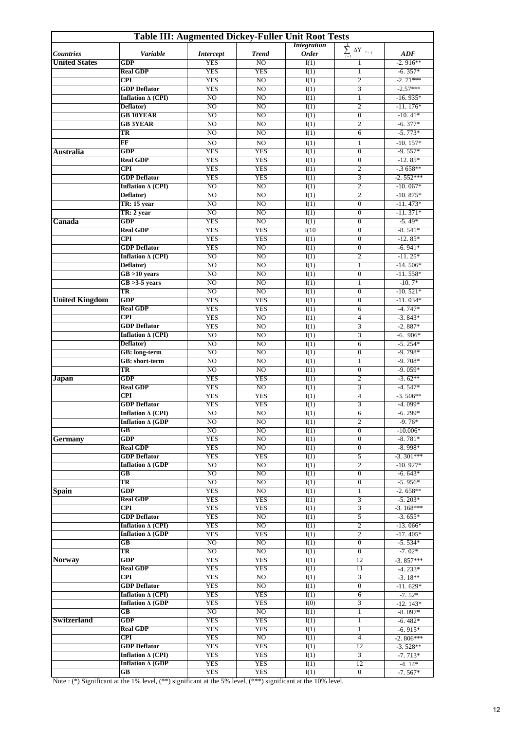| **Table III: Augmented Dickey-Fuller Unit Root Tests** | | | | | | |
|---|---|---|---|---|---|---|
| ***Countries*** | ***Variable*** | ***Intercept*** | ***Trend*** | ***Integration Order*** | $\sum_{j=1}^{k} \Delta Y_{t-j}$ | ***ADF*** |
| **United States** | **GDP** | YES | NO | I(1) | 1 | -2. 916** |
| | **Real GDP** | YES | YES | I(1) | 1 | -6. 357* |
| | **CPI** | YES | NO | I(1) | 2 | -2. 71*** |
| | **GDP Deflator** | YES | NO | I(1) | 3 | -2.57*** |
| | **Inflation Δ (CPI)** | NO | NO | I(1) | 1 | -16. 935* |
| | **Deflator)** | NO | NO | I(1) | 2 | -11. 176* |
| | **GB 10YEAR** | NO | NO | I(1) | 0 | -10. 41* |
| | **GB 3YEAR** | NO | NO | I(1) | 2 | -6. 377* |
| | **TR** | NO | NO | I(1) | 6 | -5. 773* |
| | **FF** | NO | NO | I(1) | 1 | -10. 157* |
| **Australia** | **GDP** | YES | YES | I(1) | 0 | -9. 557* |
| | **Real GDP** | YES | YES | I(1) | 0 | -12. 85* |
| | **CPI** | YES | YES | I(1) | 2 | -.3 658** |
| | **GDP Deflator** | YES | YES | I(1) | 3 | -2. 552*** |
| | **Inflation Δ (CPI)** | NO | NO | I(1) | 2 | -10. 067* |
| | **Deflator)** | NO | NO | I(1) | 2 | -10. 875* |
| | **TR: 15 year** | NO | NO | I(1) | 0 | -11. 473* |
| | **TR: 2 year** | NO | NO | I(1) | 0 | -11. 371* |
| **Canada** | **GDP** | YES | NO | I(1) | 0 | -5. 49* |
| | **Real GDP** | YES | YES | I(10 | 0 | -8. 541* |
| | **CPI** | YES | YES | I(1) | 0 | -12. 85* |
| | **GDP Deflator** | YES | NO | I(1) | 0 | -6. 941* |
| | **Inflation Δ (CPI)** | NO | NO | I(1) | 2 | -11. 25* |
| | **Deflator)** | NO | NO | I(1) | 1 | -14. 506* |
| | **GB >10 years** | NO | NO | I(1) | 0 | -11. 558* |
| | **GB >3-5 years** | NO | NO | I(1) | 1 | -10. 7* |
| | **TR** | NO | NO | I(1) | 0 | -10. 521* |
| **United Kingdom** | **GDP** | YES | YES | I(1) | 0 | -11. 034* |
| | **Real GDP** | YES | YES | I(1) | 6 | -4. 747* |
| | **CPI** | YES | NO | I(1) | 4 | -3. 843* |
| | **GDP Deflator** | YES | NO | I(1) | 3 | -2. 887* |
| | **Inflation Δ (CPI)** | NO | NO | I(1) | 3 | -6. 906* |
| | **Deflator)** | NO | NO | I(1) | 6 | -5. 254* |
| | **GB: long-term** | NO | NO | I(1) | 0 | -9. 798* |
| | **GB: short-term** | NO | NO | I(1) | 1 | -9. 708* |
| | **TR** | NO | NO | I(1) | 0 | -9. 059* |
| **Japan** | **GDP** | YES | YES | I(1) | 2 | -3. 62** |
| | **Real GDP** | YES | NO | I(1) | 3 | -4. 547* |
| | **CPI** | YES | YES | I(1) | 4 | -3. 506** |
| | **GDP Deflator** | YES | YES | I(1) | 3 | -4. 099* |
| | **Inflation Δ (CPI)** | NO | NO | I(1) | 6 | -6. 299* |
| | **Inflation Δ (GDP** | NO | NO | I(1) | 2 | -9. 76* |
| | **GB** | NO | NO | I(1) | 0 | -10.006* |
| **Germany** | **GDP** | YES | NO | I(1) | 0 | -8. 781* |
| | **Real GDP** | YES | NO | I(1) | 0 | -8. 998* |
| | **GDP Deflator** | YES | YES | I(1) | 5 | -3. 301*** |
| | **Inflation Δ (GDP** | NO | NO | I(1) | 2 | -10. 927* |
| | **GB** | NO | NO | I(1) | 0 | -6. 643* |
| | **TR** | NO | NO | I(1) | 0 | -5. 956* |
| **Spain** | **GDP** | YES | NO | I(1) | 1 | -2. 658** |
| | **Real GDP** | YES | YES | I(1) | 3 | -5. 203* |
| | **CPI** | YES | YES | I(1) | 3 | -3. 168*** |
| | **GDP Deflator** | YES | NO | I(1) | 5 | -3. 655* |
| | **Inflation Δ (CPI)** | YES | NO | I(1) | 2 | -13. 066* |
| | **Inflation Δ (GDP** | YES | YES | I(1) | 2 | -17. 405* |
| | **GB** | NO | NO | I(1) | 0 | -5. 534* |
| | **TR** | NO | NO | I(1) | 0 | -7. 02* |
| **Norway** | **GDP** | YES | YES | I(1) | 12 | -3. 857*** |
| | **Real GDP** | YES | YES | I(1) | 11 | -4. 233* |
| | **CPI** | YES | NO | I(1) | 3 | -3. 18** |
| | **GDP Deflator** | YES | NO | I(1) | 0 | -11. 629* |
| | **Inflation Δ (CPI)** | YES | YES | I(1) | 6 | -7. 52* |
| | **Inflation Δ (GDP** | YES | YES | I(0) | 3 | -12. 143* |
| | **GB** | NO | NO | I(1) | 1 | -8. 097* |
| **Switzerland** | **GDP** | YES | YES | I(1) | 1 | -6. 482* |
| | **Real GDP** | YES | YES | I(1) | 1 | -6. 915* |
| | **CPI** | YES | NO | I(1) | 4 | -2. 806*** |
| | **GDP Deflator** | YES | YES | I(1) | 12 | -3. 528** |
| | **Inflation Δ (CPI)** | YES | YES | I(1) | 3 | -7. 713* |
| | **Inflation Δ (GDP** | YES | YES | I(1) | 12 | -4. 14* |
| | **GB** | YES | YES | I(1) | 0 | -7. 567* |

Note : (*) Significant at the 1% level, (**) significant at the 5% level, (***) significant at the 10% level.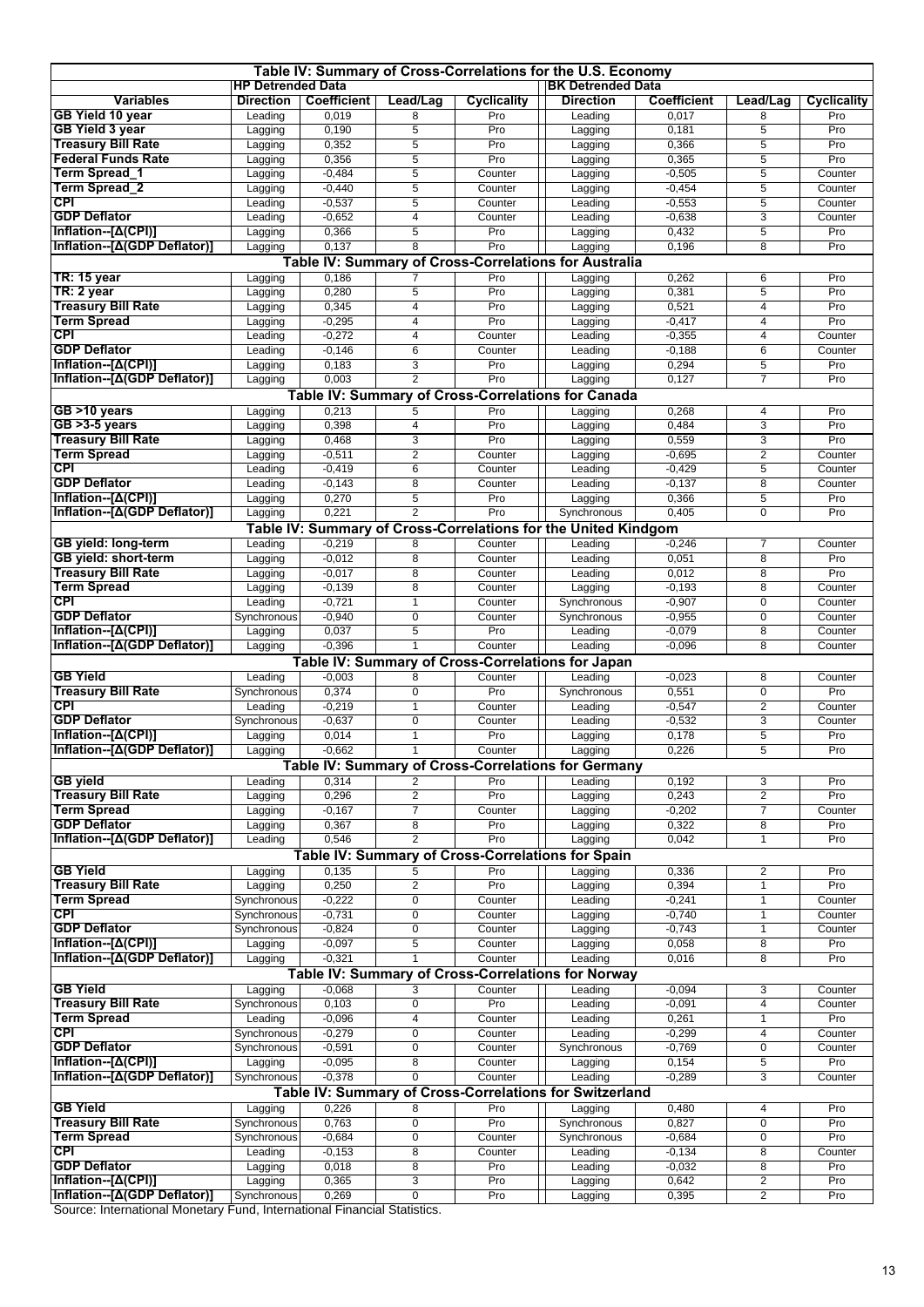| Table IV: Summary of Cross-Correlations for the U.S. Economy | | | | | | | | |
|---|---|---|---|---|---|---|---|---|
| | HP Detrended Data | | | | BK Detrended Data | | | |
| Variables | Direction | Coefficient | Lead/Lag | Cyclicality | Direction | Coefficient | Lead/Lag | Cyclicality |
| GB Yield 10 year | Leading | 0,019 | 8 | Pro | Leading | 0,017 | 8 | Pro |
| GB Yield 3 year | Lagging | 0,190 | 5 | Pro | Lagging | 0,181 | 5 | Pro |
| Treasury Bill Rate | Lagging | 0,352 | 5 | Pro | Lagging | 0,366 | 5 | Pro |
| Federal Funds Rate | Lagging | 0,356 | 5 | Pro | Lagging | 0,365 | 5 | Pro |
| Term Spread_1 | Lagging | -0,484 | 5 | Counter | Lagging | -0,505 | 5 | Counter |
| Term Spread_2 | Lagging | -0,440 | 5 | Counter | Lagging | -0,454 | 5 | Counter |
| CPI | Leading | -0,537 | 5 | Counter | Leading | -0,553 | 5 | Counter |
| GDP Deflator | Leading | -0,652 | 4 | Counter | Leading | -0,638 | 3 | Counter |
| Inflation--[Δ(CPI)] | Lagging | 0,366 | 5 | Pro | Lagging | 0,432 | 5 | Pro |
| Inflation--[Δ(GDP Deflator)] | Lagging | 0,137 | 8 | Pro | Lagging | 0,196 | 8 | Pro |
| **Table IV: Summary of Cross-Correlations for Australia** | | | | | | | | |
| TR: 15 year | Lagging | 0,186 | 7 | Pro | Lagging | 0,262 | 6 | Pro |
| TR: 2 year | Lagging | 0,280 | 5 | Pro | Lagging | 0,381 | 5 | Pro |
| Treasury Bill Rate | Lagging | 0,345 | 4 | Pro | Lagging | 0,521 | 4 | Pro |
| Term Spread | Lagging | -0,295 | 4 | Pro | Lagging | -0,417 | 4 | Pro |
| CPI | Leading | -0,272 | 4 | Counter | Leading | -0,355 | 4 | Counter |
| GDP Deflator | Leading | -0,146 | 6 | Counter | Leading | -0,188 | 6 | Counter |
| Inflation--[Δ(CPI)] | Lagging | 0,183 | 3 | Pro | Lagging | 0,294 | 5 | Pro |
| Inflation--[Δ(GDP Deflator)] | Lagging | 0,003 | 2 | Pro | Lagging | 0,127 | 7 | Pro |
| **Table IV: Summary of Cross-Correlations for Canada** | | | | | | | | |
| GB >10 years | Lagging | 0,213 | 5 | Pro | Lagging | 0,268 | 4 | Pro |
| GB >3-5 years | Lagging | 0,398 | 4 | Pro | Lagging | 0,484 | 3 | Pro |
| Treasury Bill Rate | Lagging | 0,468 | 3 | Pro | Lagging | 0,559 | 3 | Pro |
| Term Spread | Lagging | -0,511 | 2 | Counter | Lagging | -0,695 | 2 | Counter |
| CPI | Leading | -0,419 | 6 | Counter | Leading | -0,429 | 5 | Counter |
| GDP Deflator | Leading | -0,143 | 8 | Counter | Leading | -0,137 | 8 | Counter |
| Inflation--[Δ(CPI)] | Lagging | 0,270 | 5 | Pro | Lagging | 0,366 | 5 | Pro |
| Inflation--[Δ(GDP Deflator)] | Lagging | 0,221 | 2 | Pro | Synchronous | 0,405 | 0 | Pro |
| **Table IV: Summary of Cross-Correlations for the United Kindgom** | | | | | | | | |
| GB yield: long-term | Leading | -0,219 | 8 | Counter | Leading | -0,246 | 7 | Counter |
| GB yield: short-term | Lagging | -0,012 | 8 | Counter | Leading | 0,051 | 8 | Pro |
| Treasury Bill Rate | Lagging | -0,017 | 8 | Counter | Leading | 0,012 | 8 | Pro |
| Term Spread | Lagging | -0,139 | 8 | Counter | Lagging | -0,193 | 8 | Counter |
| CPI | Leading | -0,721 | 1 | Counter | Synchronous | -0,907 | 0 | Counter |
| GDP Deflator | Synchronous | -0,940 | 0 | Counter | Synchronous | -0,955 | 0 | Counter |
| Inflation--[Δ(CPI)] | Lagging | 0,037 | 5 | Pro | Leading | -0,079 | 8 | Counter |
| Inflation--[Δ(GDP Deflator)] | Lagging | -0,396 | 1 | Counter | Leading | -0,096 | 8 | Counter |
| **Table IV: Summary of Cross-Correlations for Japan** | | | | | | | | |
| GB Yield | Leading | -0,003 | 8 | Counter | Leading | -0,023 | 8 | Counter |
| Treasury Bill Rate | Synchronous | 0,374 | 0 | Pro | Synchronous | 0,551 | 0 | Pro |
| CPI | Leading | -0,219 | 1 | Counter | Leading | -0,547 | 2 | Counter |
| GDP Deflator | Synchronous | -0,637 | 0 | Counter | Leading | -0,532 | 3 | Counter |
| Inflation--[Δ(CPI)] | Lagging | 0,014 | 1 | Pro | Lagging | 0,178 | 5 | Pro |
| Inflation--[Δ(GDP Deflator)] | Lagging | -0,662 | 1 | Counter | Lagging | 0,226 | 5 | Pro |
| **Table IV: Summary of Cross-Correlations for Germany** | | | | | | | | |
| GB yield | Leading | 0,314 | 2 | Pro | Leading | 0,192 | 3 | Pro |
| Treasury Bill Rate | Lagging | 0,296 | 2 | Pro | Lagging | 0,243 | 2 | Pro |
| Term Spread | Lagging | -0,167 | 7 | Counter | Lagging | -0,202 | 7 | Counter |
| GDP Deflator | Lagging | 0,367 | 8 | Pro | Lagging | 0,322 | 8 | Pro |
| Inflation--[Δ(GDP Deflator)] | Leading | 0,546 | 2 | Pro | Lagging | 0,042 | 1 | Pro |
| **Table IV: Summary of Cross-Correlations for Spain** | | | | | | | | |
| GB Yield | Lagging | 0,135 | 5 | Pro | Lagging | 0,336 | 2 | Pro |
| Treasury Bill Rate | Lagging | 0,250 | 2 | Pro | Lagging | 0,394 | 1 | Pro |
| Term Spread | Synchronous | -0,222 | 0 | Counter | Leading | -0,241 | 1 | Counter |
| CPI | Synchronous | -0,731 | 0 | Counter | Lagging | -0,740 | 1 | Counter |
| GDP Deflator | Synchronous | -0,824 | 0 | Counter | Lagging | -0,743 | 1 | Counter |
| Inflation--[Δ(CPI)] | Lagging | -0,097 | 5 | Counter | Lagging | 0,058 | 8 | Pro |
| Inflation--[Δ(GDP Deflator)] | Lagging | -0,321 | 1 | Counter | Leading | 0,016 | 8 | Pro |
| **Table IV: Summary of Cross-Correlations for Norway** | | | | | | | | |
| GB Yield | Lagging | -0,068 | 3 | Counter | Leading | -0,094 | 3 | Counter |
| Treasury Bill Rate | Synchronous | 0,103 | 0 | Pro | Leading | -0,091 | 4 | Counter |
| Term Spread | Leading | -0,096 | 4 | Counter | Leading | 0,261 | 1 | Pro |
| CPI | Synchronous | -0,279 | 0 | Counter | Leading | -0,299 | 4 | Counter |
| GDP Deflator | Synchronous | -0,591 | 0 | Counter | Synchronous | -0,769 | 0 | Counter |
| Inflation--[Δ(CPI)] | Lagging | -0,095 | 8 | Counter | Lagging | 0,154 | 5 | Pro |
| Inflation--[Δ(GDP Deflator)] | Synchronous | -0,378 | 0 | Counter | Lagging | -0,289 | 3 | Counter |
| **Table IV: Summary of Cross-Correlations for Switzerland** | | | | | | | | |
| GB Yield | Lagging | 0,226 | 8 | Pro | Lagging | 0,480 | 4 | Pro |
| Treasury Bill Rate | Synchronous | 0,763 | 0 | Pro | Synchronous | 0,827 | 0 | Pro |
| Term Spread | Synchronous | -0,684 | 0 | Counter | Synchronous | -0,684 | 0 | Pro |
| CPI | Leading | -0,153 | 8 | Counter | Leading | -0,134 | 8 | Counter |
| GDP Deflator | Lagging | 0,018 | 8 | Pro | Leading | -0,032 | 8 | Pro |
| Inflation--[Δ(CPI)] | Lagging | 0,365 | 3 | Pro | Lagging | 0,642 | 2 | Pro |
| Inflation--[Δ(GDP Deflator)] | Synchronous | 0,269 | 0 | Pro | Lagging | 0,395 | 2 | Pro |

Source: International Monetary Fund, International Financial Statistics.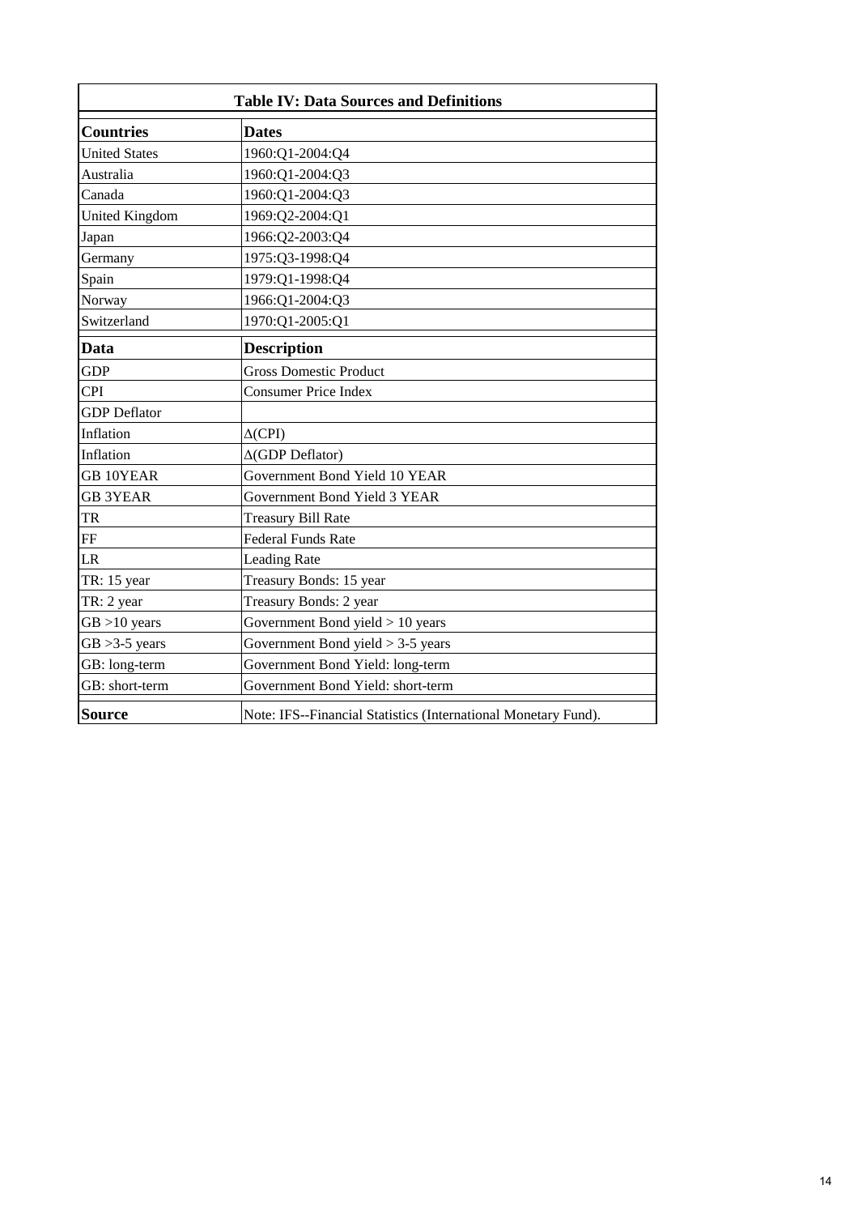**Table IV: Data Sources and Definitions**

| | |
|---|---|
| **Countries** | **Dates** |
| United States | 1960:Q1-2004:Q4 |
| Australia | 1960:Q1-2004:Q3 |
| Canada | 1960:Q1-2004:Q3 |
| United Kingdom | 1969:Q2-2004:Q1 |
| Japan | 1966:Q2-2003:Q4 |
| Germany | 1975:Q3-1998:Q4 |
| Spain | 1979:Q1-1998:Q4 |
| Norway | 1966:Q1-2004:Q3 |
| Switzerland | 1970:Q1-2005:Q1 |
| **Data** | **Description** |
| GDP | Gross Domestic Product |
| CPI | Consumer Price Index |
| GDP Deflator | |
| Inflation | $\Delta$(CPI) |
| Inflation | $\Delta$(GDP Deflator) |
| GB 10YEAR | Government Bond Yield 10 YEAR |
| GB 3YEAR | Government Bond Yield 3 YEAR |
| TR | Treasury Bill Rate |
| FF | Federal Funds Rate |
| LR | Leading Rate |
| TR: 15 year | Treasury Bonds: 15 year |
| TR: 2 year | Treasury Bonds: 2 year |
| GB >10 years | Government Bond yield > 10 years |
| GB >3-5 years | Government Bond yield > 3-5 years |
| GB: long-term | Government Bond Yield: long-term |
| GB: short-term | Government Bond Yield: short-term |
| **Source** | Note: IFS--Financial Statistics (International Monetary Fund). |